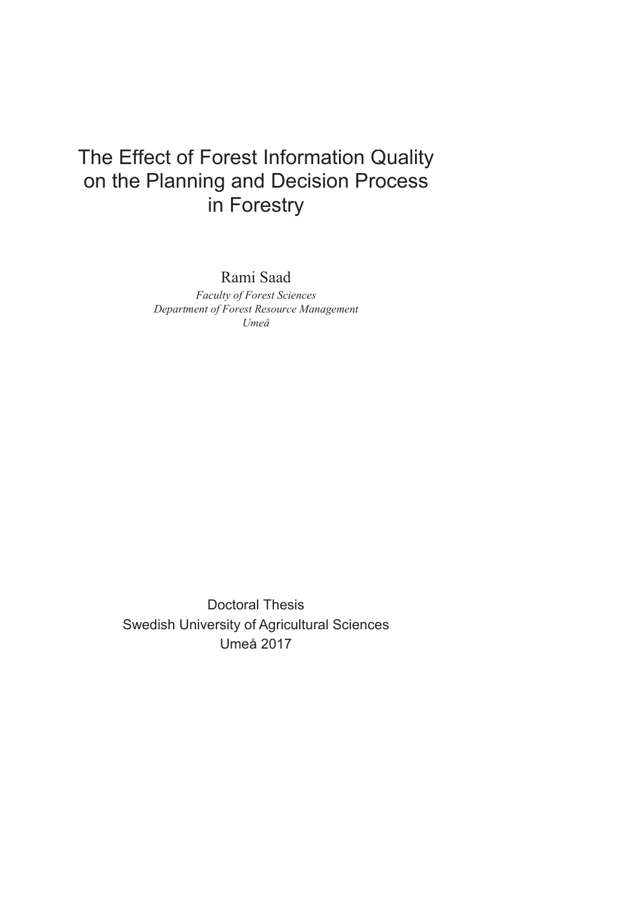# The Effect of Forest Information Quality on the Planning and Decision Process in Forestry

Rami Saad

*Faculty of Forest Sciences*
*Department of Forest Resource Management*
*Umeå*

Doctoral Thesis
Swedish University of Agricultural Sciences
Umeå 2017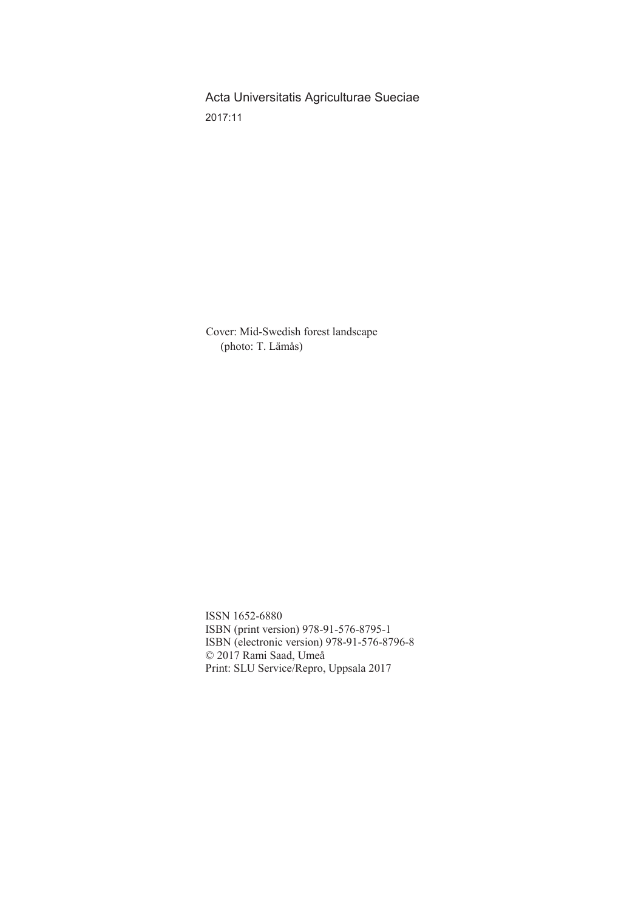Acta Universitatis Agriculturae Sueciae
2017:11

Cover: Mid-Swedish forest landscape
(photo: T. Lämås)

ISSN 1652-6880
ISBN (print version) 978-91-576-8795-1
ISBN (electronic version) 978-91-576-8796-8
© 2017 Rami Saad, Umeå
Print: SLU Service/Repro, Uppsala 2017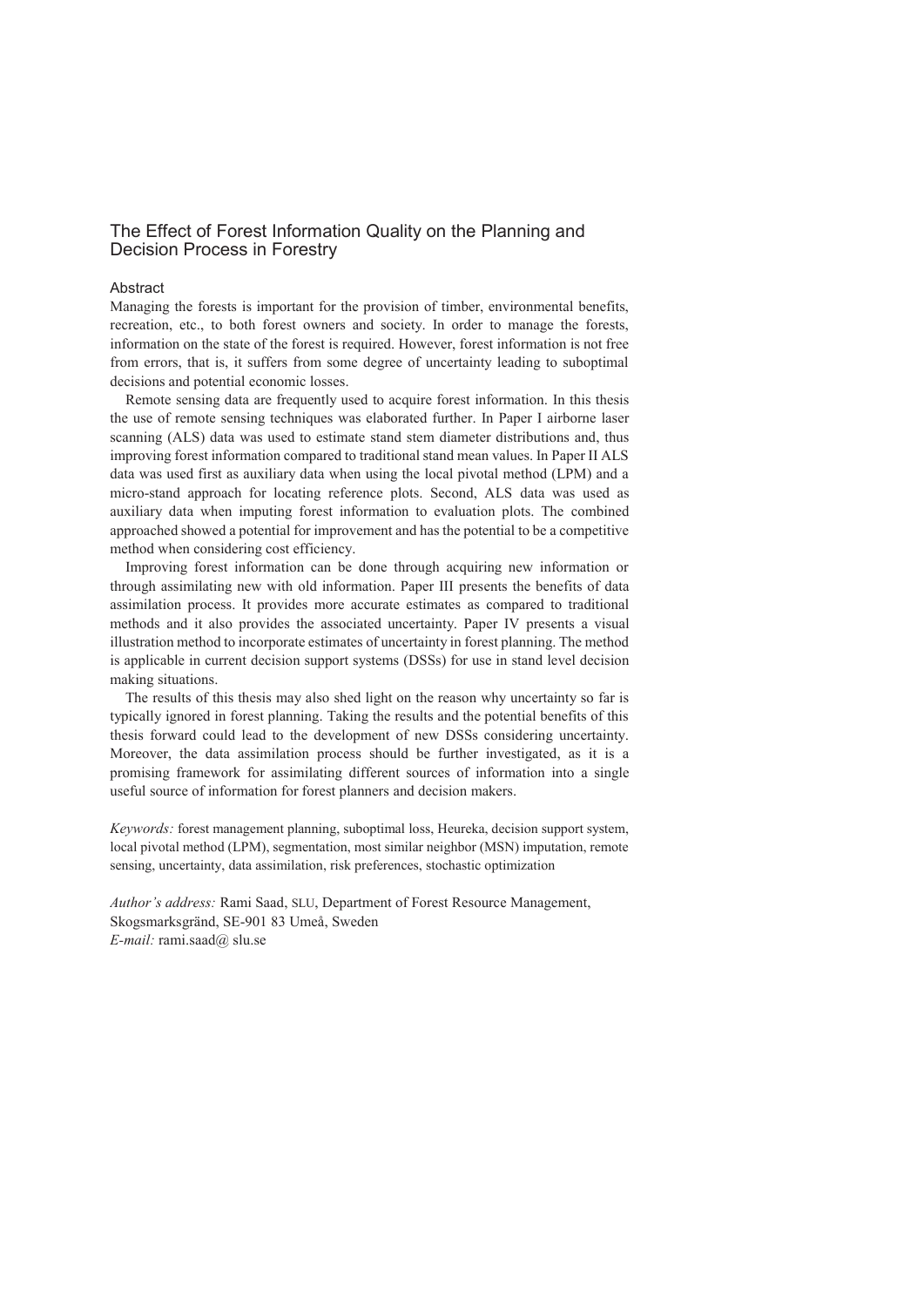# The Effect of Forest Information Quality on the Planning and Decision Process in Forestry

## Abstract

Managing the forests is important for the provision of timber, environmental benefits, recreation, etc., to both forest owners and society. In order to manage the forests, information on the state of the forest is required. However, forest information is not free from errors, that is, it suffers from some degree of uncertainty leading to suboptimal decisions and potential economic losses.

Remote sensing data are frequently used to acquire forest information. In this thesis the use of remote sensing techniques was elaborated further. In Paper I airborne laser scanning (ALS) data was used to estimate stand stem diameter distributions and, thus improving forest information compared to traditional stand mean values. In Paper II ALS data was used first as auxiliary data when using the local pivotal method (LPM) and a micro-stand approach for locating reference plots. Second, ALS data was used as auxiliary data when imputing forest information to evaluation plots. The combined approached showed a potential for improvement and has the potential to be a competitive method when considering cost efficiency.

Improving forest information can be done through acquiring new information or through assimilating new with old information. Paper III presents the benefits of data assimilation process. It provides more accurate estimates as compared to traditional methods and it also provides the associated uncertainty. Paper IV presents a visual illustration method to incorporate estimates of uncertainty in forest planning. The method is applicable in current decision support systems (DSSs) for use in stand level decision making situations.

The results of this thesis may also shed light on the reason why uncertainty so far is typically ignored in forest planning. Taking the results and the potential benefits of this thesis forward could lead to the development of new DSSs considering uncertainty. Moreover, the data assimilation process should be further investigated, as it is a promising framework for assimilating different sources of information into a single useful source of information for forest planners and decision makers.

*Keywords:* forest management planning, suboptimal loss, Heureka, decision support system, local pivotal method (LPM), segmentation, most similar neighbor (MSN) imputation, remote sensing, uncertainty, data assimilation, risk preferences, stochastic optimization

*Author's address:* Rami Saad, SLU, Department of Forest Resource Management, Skogsmarksgränd, SE-901 83 Umeå, Sweden
*E-mail:* rami.saad@ slu.se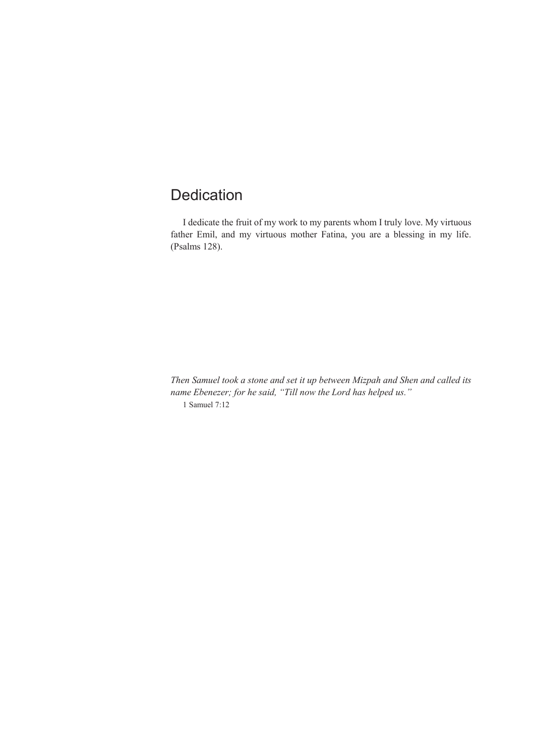# Dedication

I dedicate the fruit of my work to my parents whom I truly love. My virtuous father Emil, and my virtuous mother Fatina, you are a blessing in my life. (Psalms 128).

*Then Samuel took a stone and set it up between Mizpah and Shen and called its name Ebenezer; for he said, "Till now the Lord has helped us."*

1 Samuel 7:12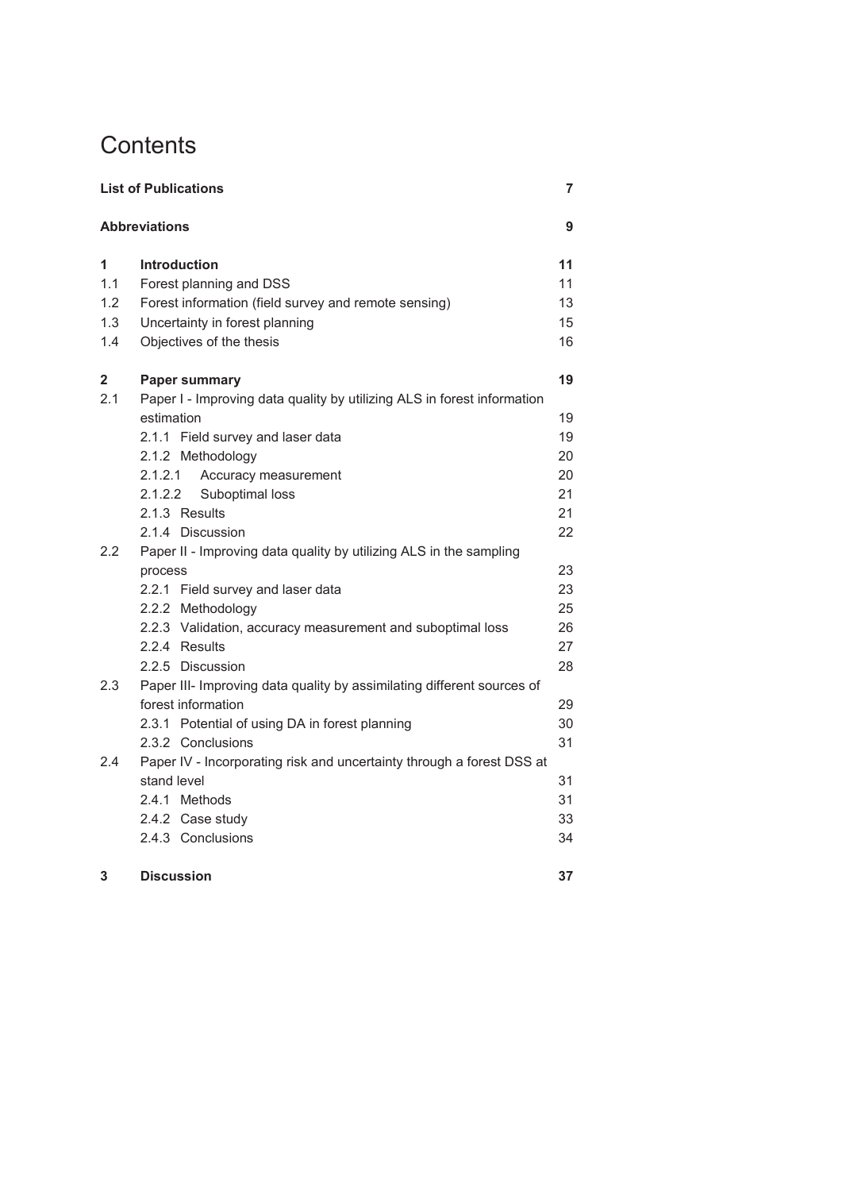# Contents

| | | |
|---|---|---|
| **List of Publications** | | **7** |
| **Abbreviations** | | **9** |
| **1** | **Introduction** | **11** |
| 1.1 | Forest planning and DSS | 11 |
| 1.2 | Forest information (field survey and remote sensing) | 13 |
| 1.3 | Uncertainty in forest planning | 15 |
| 1.4 | Objectives of the thesis | 16 |
| **2** | **Paper summary** | **19** |
| 2.1 | Paper I - Improving data quality by utilizing ALS in forest information estimation | 19 |
| | 2.1.1 Field survey and laser data | 19 |
| | 2.1.2 Methodology | 20 |
| | 2.1.2.1 Accuracy measurement | 20 |
| | 2.1.2.2 Suboptimal loss | 21 |
| | 2.1.3 Results | 21 |
| | 2.1.4 Discussion | 22 |
| 2.2 | Paper II - Improving data quality by utilizing ALS in the sampling process | 23 |
| | 2.2.1 Field survey and laser data | 23 |
| | 2.2.2 Methodology | 25 |
| | 2.2.3 Validation, accuracy measurement and suboptimal loss | 26 |
| | 2.2.4 Results | 27 |
| | 2.2.5 Discussion | 28 |
| 2.3 | Paper III- Improving data quality by assimilating different sources of forest information | 29 |
| | 2.3.1 Potential of using DA in forest planning | 30 |
| | 2.3.2 Conclusions | 31 |
| 2.4 | Paper IV - Incorporating risk and uncertainty through a forest DSS at stand level | 31 |
| | 2.4.1 Methods | 31 |
| | 2.4.2 Case study | 33 |
| | 2.4.3 Conclusions | 34 |
| **3** | **Discussion** | **37** |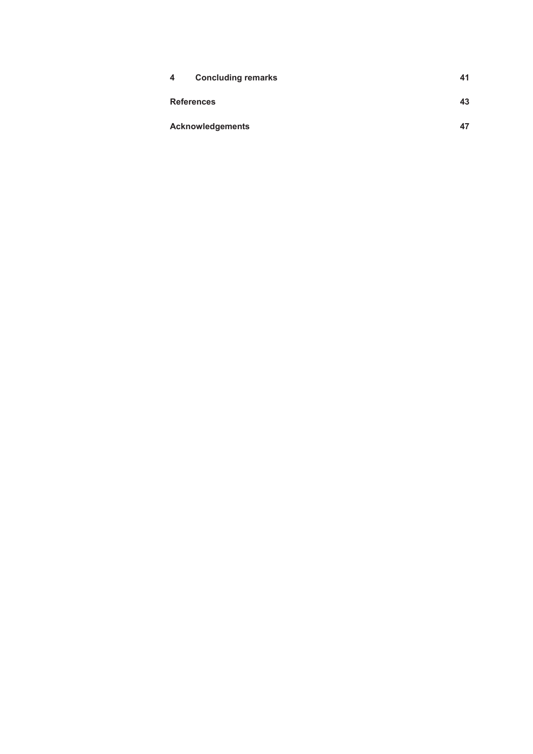| | | |
|---|---|---|
| **4** | **Concluding remarks** | **41** |
| **References** | | **43** |
| **Acknowledgements** | | **47** |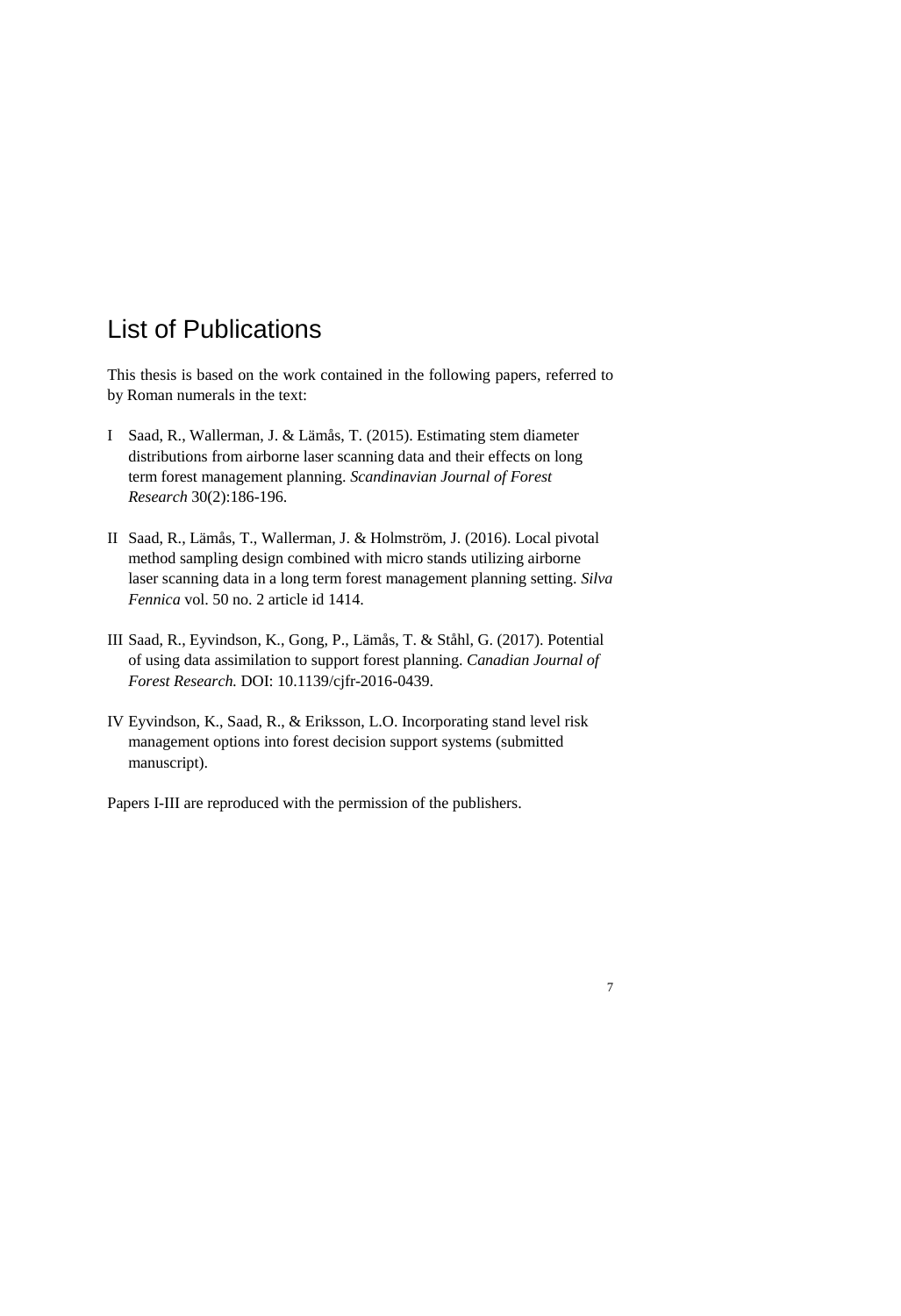# List of Publications

This thesis is based on the work contained in the following papers, referred to by Roman numerals in the text:

I Saad, R., Wallerman, J. & Lämås, T. (2015). Estimating stem diameter distributions from airborne laser scanning data and their effects on long term forest management planning. *Scandinavian Journal of Forest Research* 30(2):186-196.

II Saad, R., Lämås, T., Wallerman, J. & Holmström, J. (2016). Local pivotal method sampling design combined with micro stands utilizing airborne laser scanning data in a long term forest management planning setting. *Silva Fennica* vol. 50 no. 2 article id 1414.

III Saad, R., Eyvindson, K., Gong, P., Lämås, T. & Ståhl, G. (2017). Potential of using data assimilation to support forest planning. *Canadian Journal of Forest Research.* DOI: 10.1139/cjfr-2016-0439.

IV Eyvindson, K., Saad, R., & Eriksson, L.O. Incorporating stand level risk management options into forest decision support systems (submitted manuscript).

Papers I-III are reproduced with the permission of the publishers.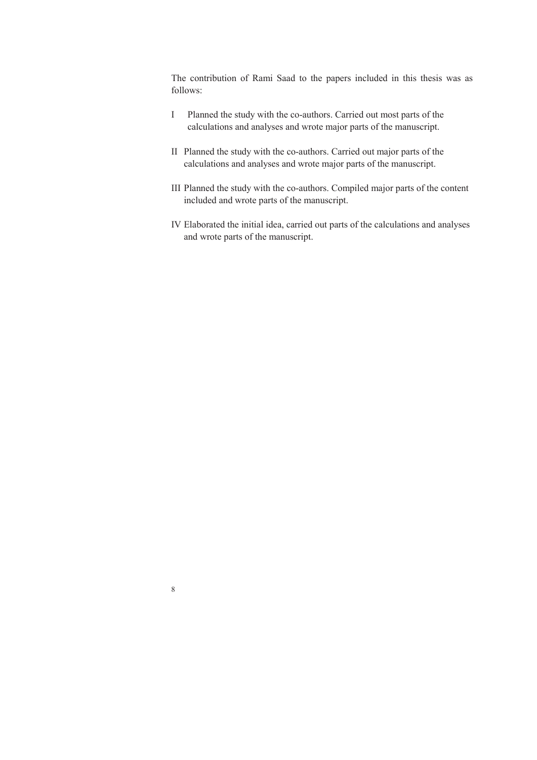The contribution of Rami Saad to the papers included in this thesis was as follows:

I Planned the study with the co-authors. Carried out most parts of the calculations and analyses and wrote major parts of the manuscript.

II Planned the study with the co-authors. Carried out major parts of the calculations and analyses and wrote major parts of the manuscript.

III Planned the study with the co-authors. Compiled major parts of the content included and wrote parts of the manuscript.

IV Elaborated the initial idea, carried out parts of the calculations and analyses and wrote parts of the manuscript.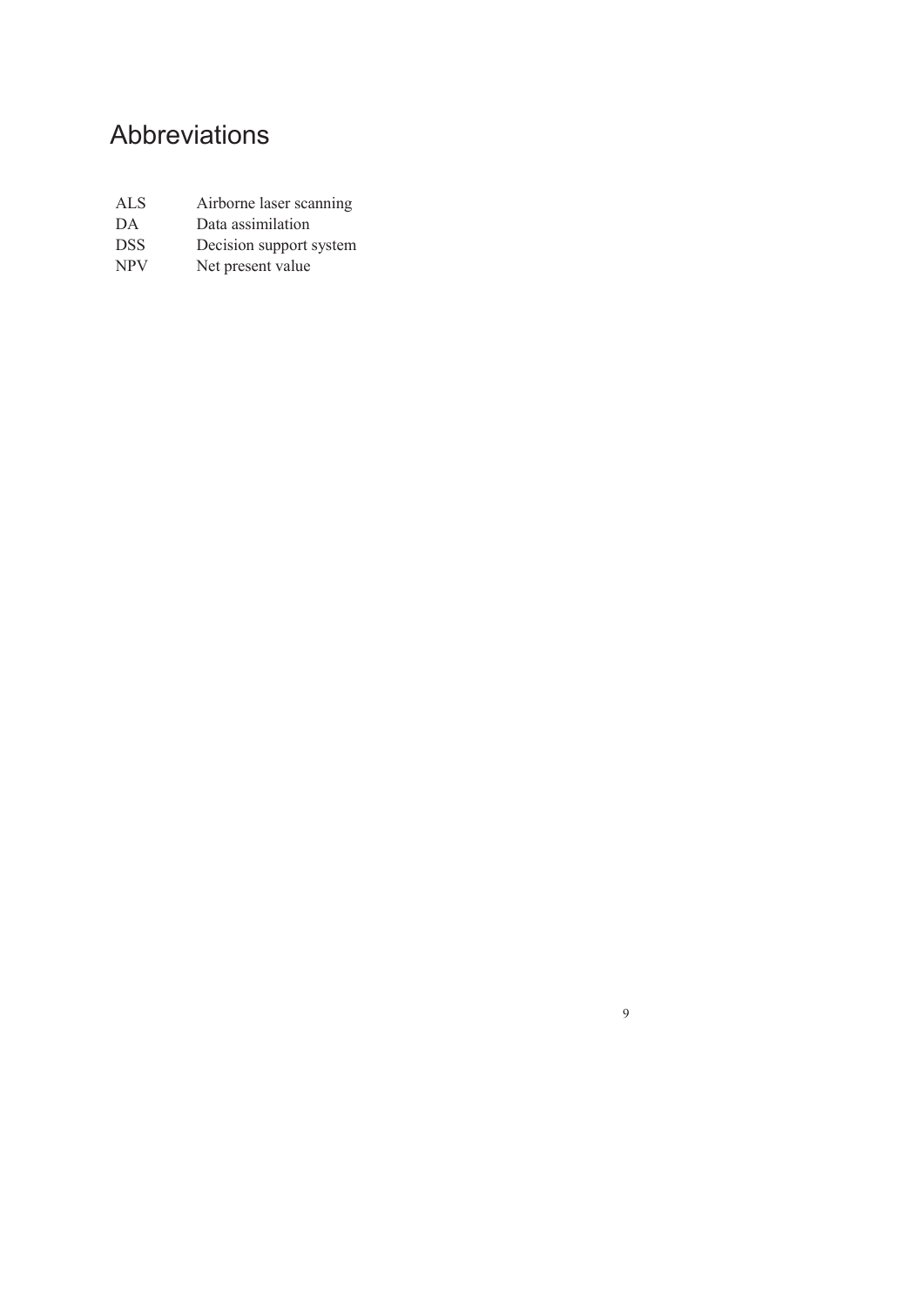# Abbreviations

| | |
|---|---|
| ALS | Airborne laser scanning |
| DA | Data assimilation |
| DSS | Decision support system |
| NPV | Net present value |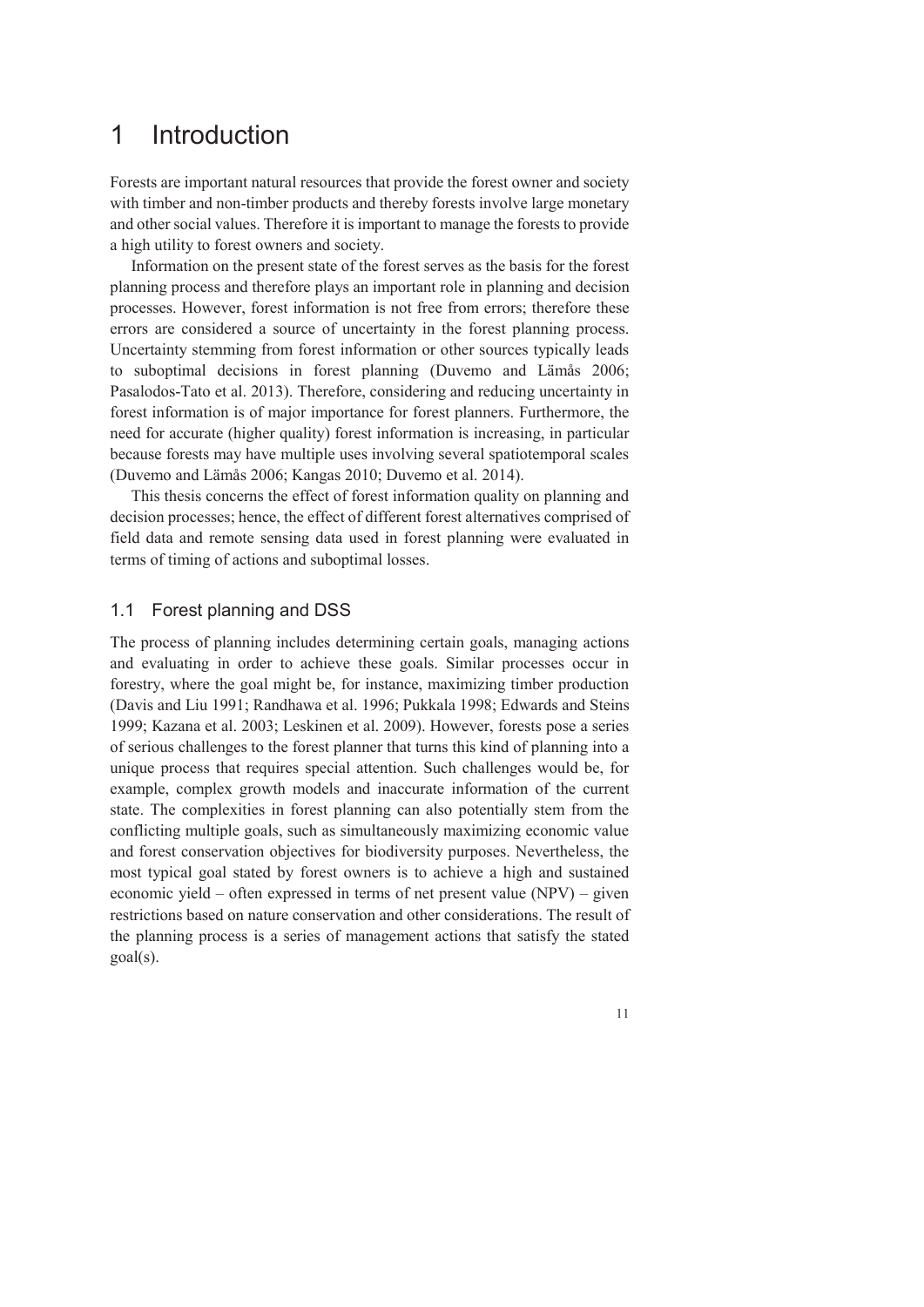# 1 Introduction

Forests are important natural resources that provide the forest owner and society with timber and non-timber products and thereby forests involve large monetary and other social values. Therefore it is important to manage the forests to provide a high utility to forest owners and society.

Information on the present state of the forest serves as the basis for the forest planning process and therefore plays an important role in planning and decision processes. However, forest information is not free from errors; therefore these errors are considered a source of uncertainty in the forest planning process. Uncertainty stemming from forest information or other sources typically leads to suboptimal decisions in forest planning (Duvemo and Lämås 2006; Pasalodos-Tato et al. 2013). Therefore, considering and reducing uncertainty in forest information is of major importance for forest planners. Furthermore, the need for accurate (higher quality) forest information is increasing, in particular because forests may have multiple uses involving several spatiotemporal scales (Duvemo and Lämås 2006; Kangas 2010; Duvemo et al. 2014).

This thesis concerns the effect of forest information quality on planning and decision processes; hence, the effect of different forest alternatives comprised of field data and remote sensing data used in forest planning were evaluated in terms of timing of actions and suboptimal losses.

## 1.1 Forest planning and DSS

The process of planning includes determining certain goals, managing actions and evaluating in order to achieve these goals. Similar processes occur in forestry, where the goal might be, for instance, maximizing timber production (Davis and Liu 1991; Randhawa et al. 1996; Pukkala 1998; Edwards and Steins 1999; Kazana et al. 2003; Leskinen et al. 2009). However, forests pose a series of serious challenges to the forest planner that turns this kind of planning into a unique process that requires special attention. Such challenges would be, for example, complex growth models and inaccurate information of the current state. The complexities in forest planning can also potentially stem from the conflicting multiple goals, such as simultaneously maximizing economic value and forest conservation objectives for biodiversity purposes. Nevertheless, the most typical goal stated by forest owners is to achieve a high and sustained economic yield – often expressed in terms of net present value (NPV) – given restrictions based on nature conservation and other considerations. The result of the planning process is a series of management actions that satisfy the stated goal(s).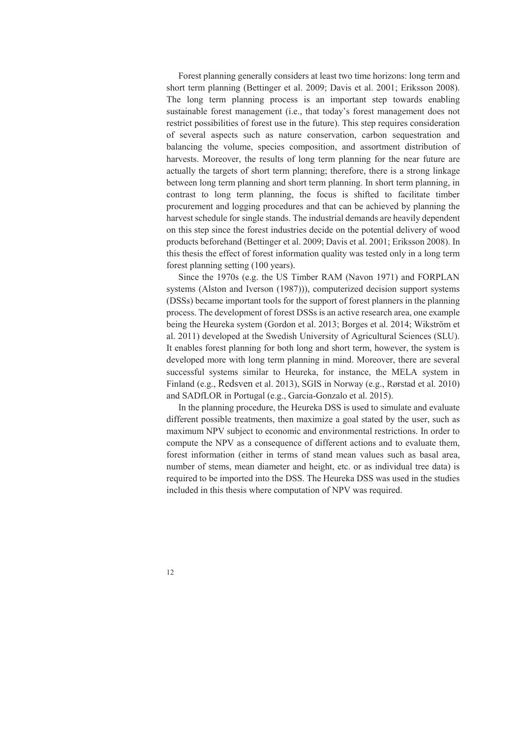Forest planning generally considers at least two time horizons: long term and short term planning (Bettinger et al. 2009; Davis et al. 2001; Eriksson 2008). The long term planning process is an important step towards enabling sustainable forest management (i.e., that today's forest management does not restrict possibilities of forest use in the future). This step requires consideration of several aspects such as nature conservation, carbon sequestration and balancing the volume, species composition, and assortment distribution of harvests. Moreover, the results of long term planning for the near future are actually the targets of short term planning; therefore, there is a strong linkage between long term planning and short term planning. In short term planning, in contrast to long term planning, the focus is shifted to facilitate timber procurement and logging procedures and that can be achieved by planning the harvest schedule for single stands. The industrial demands are heavily dependent on this step since the forest industries decide on the potential delivery of wood products beforehand (Bettinger et al. 2009; Davis et al. 2001; Eriksson 2008). In this thesis the effect of forest information quality was tested only in a long term forest planning setting (100 years).

Since the 1970s (e.g. the US Timber RAM (Navon 1971) and FORPLAN systems (Alston and Iverson (1987))), computerized decision support systems (DSSs) became important tools for the support of forest planners in the planning process. The development of forest DSSs is an active research area, one example being the Heureka system (Gordon et al. 2013; Borges et al. 2014; Wikström et al. 2011) developed at the Swedish University of Agricultural Sciences (SLU). It enables forest planning for both long and short term, however, the system is developed more with long term planning in mind. Moreover, there are several successful systems similar to Heureka, for instance, the MELA system in Finland (e.g., Redsven et al. 2013), SGIS in Norway (e.g., Rørstad et al. 2010) and SADfLOR in Portugal (e.g., Garcia-Gonzalo et al. 2015).

In the planning procedure, the Heureka DSS is used to simulate and evaluate different possible treatments, then maximize a goal stated by the user, such as maximum NPV subject to economic and environmental restrictions. In order to compute the NPV as a consequence of different actions and to evaluate them, forest information (either in terms of stand mean values such as basal area, number of stems, mean diameter and height, etc. or as individual tree data) is required to be imported into the DSS. The Heureka DSS was used in the studies included in this thesis where computation of NPV was required.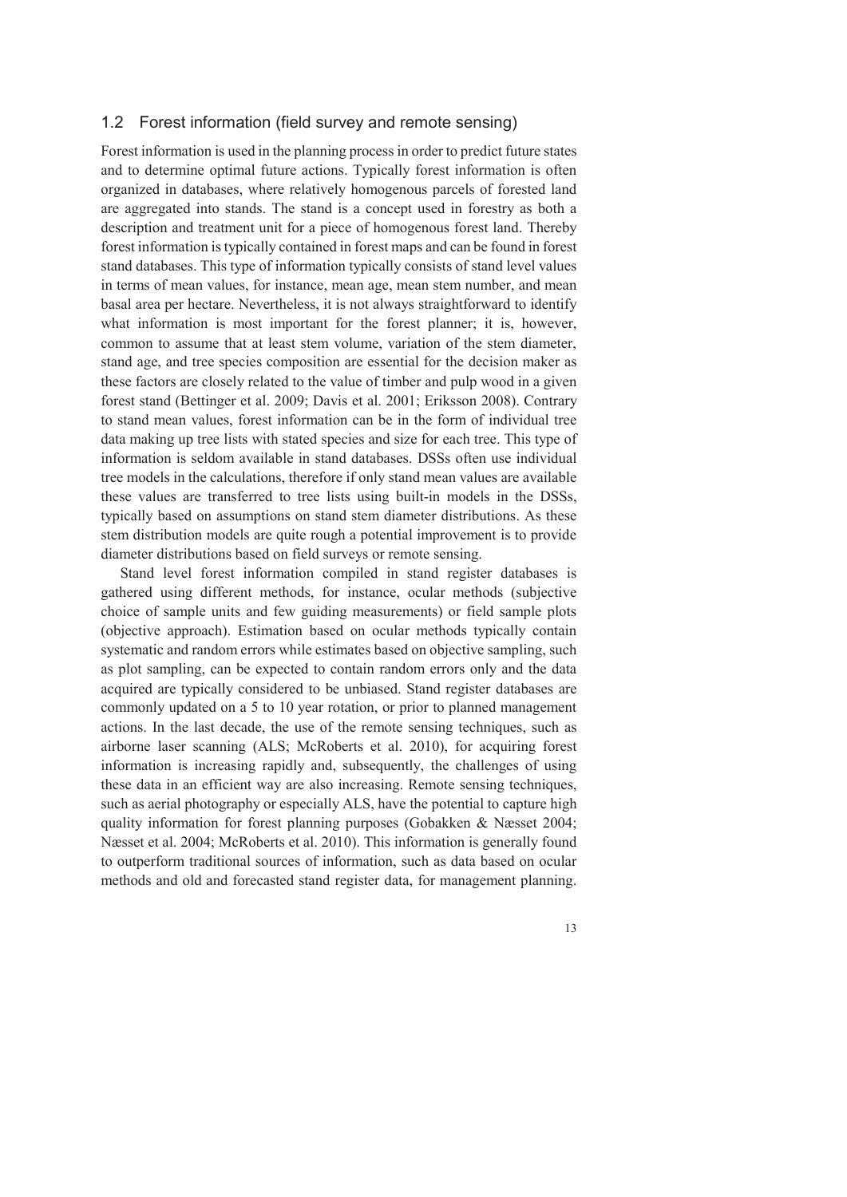## 1.2 Forest information (field survey and remote sensing)

Forest information is used in the planning process in order to predict future states and to determine optimal future actions. Typically forest information is often organized in databases, where relatively homogenous parcels of forested land are aggregated into stands. The stand is a concept used in forestry as both a description and treatment unit for a piece of homogenous forest land. Thereby forest information is typically contained in forest maps and can be found in forest stand databases. This type of information typically consists of stand level values in terms of mean values, for instance, mean age, mean stem number, and mean basal area per hectare. Nevertheless, it is not always straightforward to identify what information is most important for the forest planner; it is, however, common to assume that at least stem volume, variation of the stem diameter, stand age, and tree species composition are essential for the decision maker as these factors are closely related to the value of timber and pulp wood in a given forest stand (Bettinger et al. 2009; Davis et al. 2001; Eriksson 2008). Contrary to stand mean values, forest information can be in the form of individual tree data making up tree lists with stated species and size for each tree. This type of information is seldom available in stand databases. DSSs often use individual tree models in the calculations, therefore if only stand mean values are available these values are transferred to tree lists using built-in models in the DSSs, typically based on assumptions on stand stem diameter distributions. As these stem distribution models are quite rough a potential improvement is to provide diameter distributions based on field surveys or remote sensing.

Stand level forest information compiled in stand register databases is gathered using different methods, for instance, ocular methods (subjective choice of sample units and few guiding measurements) or field sample plots (objective approach). Estimation based on ocular methods typically contain systematic and random errors while estimates based on objective sampling, such as plot sampling, can be expected to contain random errors only and the data acquired are typically considered to be unbiased. Stand register databases are commonly updated on a 5 to 10 year rotation, or prior to planned management actions. In the last decade, the use of the remote sensing techniques, such as airborne laser scanning (ALS; McRoberts et al. 2010), for acquiring forest information is increasing rapidly and, subsequently, the challenges of using these data in an efficient way are also increasing. Remote sensing techniques, such as aerial photography or especially ALS, have the potential to capture high quality information for forest planning purposes (Gobakken & Næsset 2004; Næsset et al. 2004; McRoberts et al. 2010). This information is generally found to outperform traditional sources of information, such as data based on ocular methods and old and forecasted stand register data, for management planning.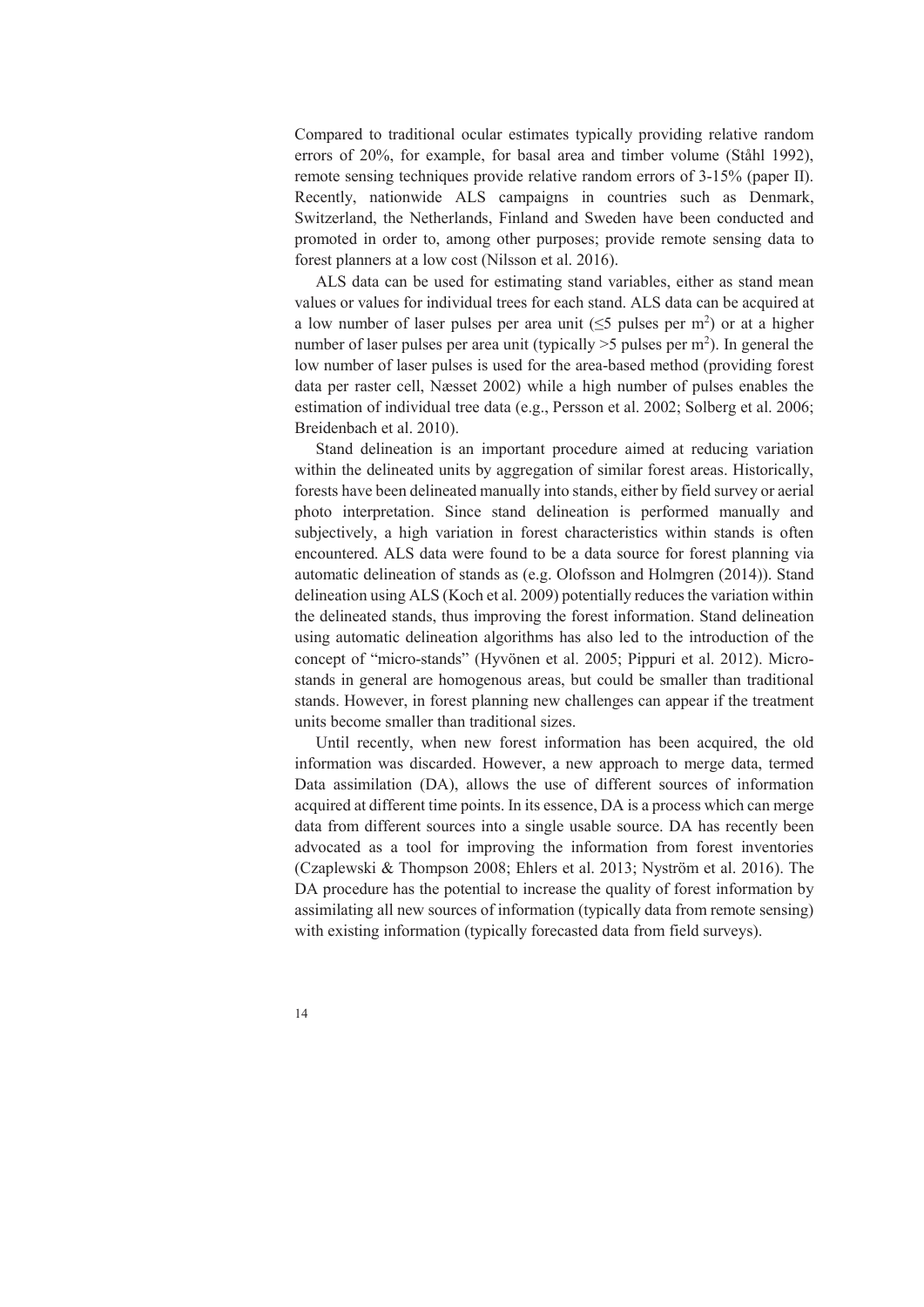Compared to traditional ocular estimates typically providing relative random errors of 20%, for example, for basal area and timber volume (Ståhl 1992), remote sensing techniques provide relative random errors of 3-15% (paper II). Recently, nationwide ALS campaigns in countries such as Denmark, Switzerland, the Netherlands, Finland and Sweden have been conducted and promoted in order to, among other purposes; provide remote sensing data to forest planners at a low cost (Nilsson et al. 2016).

ALS data can be used for estimating stand variables, either as stand mean values or values for individual trees for each stand. ALS data can be acquired at a low number of laser pulses per area unit (≤5 pulses per m$^2$) or at a higher number of laser pulses per area unit (typically >5 pulses per m$^2$). In general the low number of laser pulses is used for the area-based method (providing forest data per raster cell, Næsset 2002) while a high number of pulses enables the estimation of individual tree data (e.g., Persson et al. 2002; Solberg et al. 2006; Breidenbach et al. 2010).

Stand delineation is an important procedure aimed at reducing variation within the delineated units by aggregation of similar forest areas. Historically, forests have been delineated manually into stands, either by field survey or aerial photo interpretation. Since stand delineation is performed manually and subjectively, a high variation in forest characteristics within stands is often encountered. ALS data were found to be a data source for forest planning via automatic delineation of stands as (e.g. Olofsson and Holmgren (2014)). Stand delineation using ALS (Koch et al. 2009) potentially reduces the variation within the delineated stands, thus improving the forest information. Stand delineation using automatic delineation algorithms has also led to the introduction of the concept of "micro-stands" (Hyvönen et al. 2005; Pippuri et al. 2012). Micro-stands in general are homogenous areas, but could be smaller than traditional stands. However, in forest planning new challenges can appear if the treatment units become smaller than traditional sizes.

Until recently, when new forest information has been acquired, the old information was discarded. However, a new approach to merge data, termed Data assimilation (DA), allows the use of different sources of information acquired at different time points. In its essence, DA is a process which can merge data from different sources into a single usable source. DA has recently been advocated as a tool for improving the information from forest inventories (Czaplewski & Thompson 2008; Ehlers et al. 2013; Nyström et al. 2016). The DA procedure has the potential to increase the quality of forest information by assimilating all new sources of information (typically data from remote sensing) with existing information (typically forecasted data from field surveys).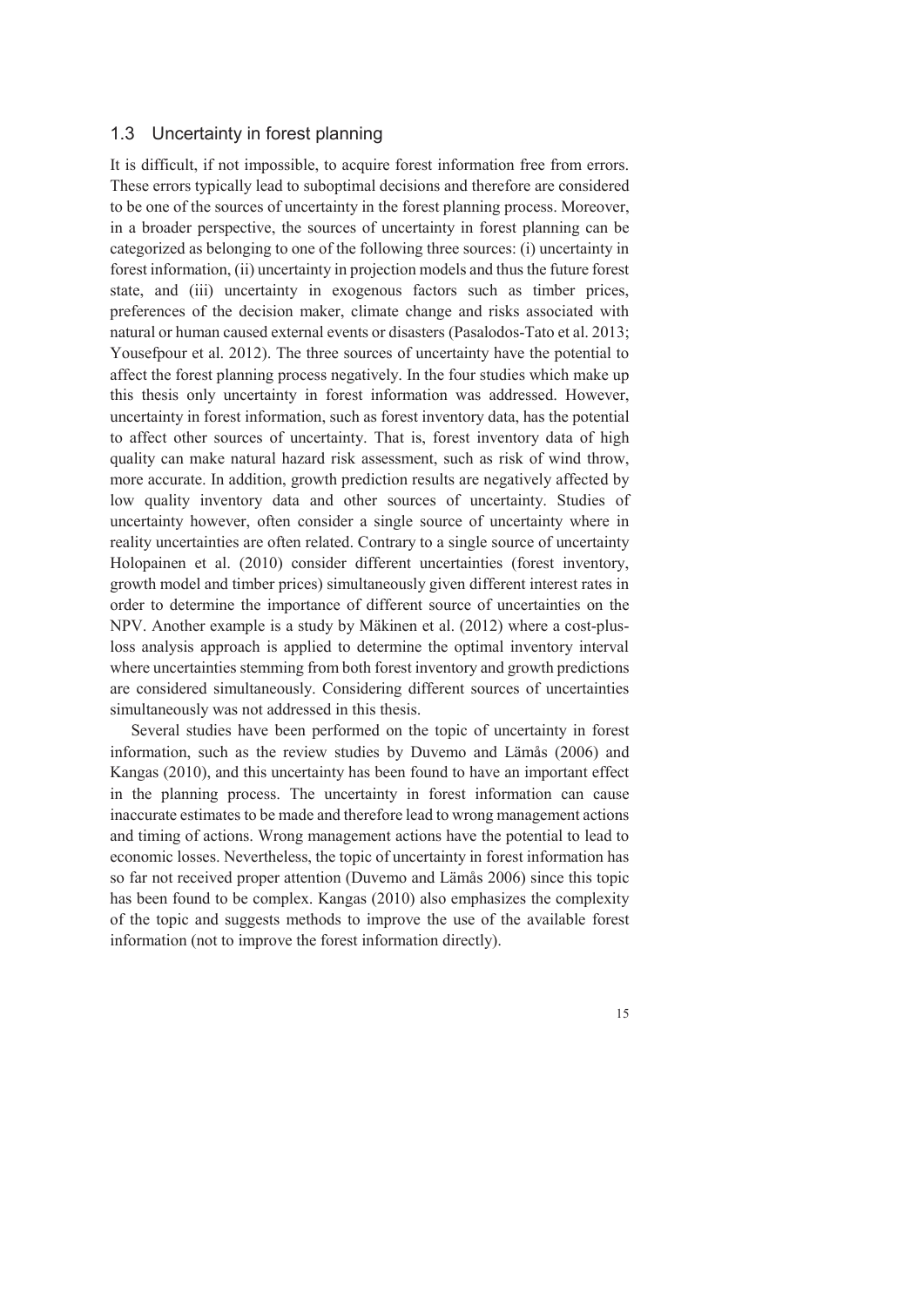## 1.3 Uncertainty in forest planning

It is difficult, if not impossible, to acquire forest information free from errors. These errors typically lead to suboptimal decisions and therefore are considered to be one of the sources of uncertainty in the forest planning process. Moreover, in a broader perspective, the sources of uncertainty in forest planning can be categorized as belonging to one of the following three sources: (i) uncertainty in forest information, (ii) uncertainty in projection models and thus the future forest state, and (iii) uncertainty in exogenous factors such as timber prices, preferences of the decision maker, climate change and risks associated with natural or human caused external events or disasters (Pasalodos-Tato et al. 2013; Yousefpour et al. 2012). The three sources of uncertainty have the potential to affect the forest planning process negatively. In the four studies which make up this thesis only uncertainty in forest information was addressed. However, uncertainty in forest information, such as forest inventory data, has the potential to affect other sources of uncertainty. That is, forest inventory data of high quality can make natural hazard risk assessment, such as risk of wind throw, more accurate. In addition, growth prediction results are negatively affected by low quality inventory data and other sources of uncertainty. Studies of uncertainty however, often consider a single source of uncertainty where in reality uncertainties are often related. Contrary to a single source of uncertainty Holopainen et al. (2010) consider different uncertainties (forest inventory, growth model and timber prices) simultaneously given different interest rates in order to determine the importance of different source of uncertainties on the NPV. Another example is a study by Mäkinen et al. (2012) where a cost-plus-loss analysis approach is applied to determine the optimal inventory interval where uncertainties stemming from both forest inventory and growth predictions are considered simultaneously. Considering different sources of uncertainties simultaneously was not addressed in this thesis.

Several studies have been performed on the topic of uncertainty in forest information, such as the review studies by Duvemo and Lämås (2006) and Kangas (2010), and this uncertainty has been found to have an important effect in the planning process. The uncertainty in forest information can cause inaccurate estimates to be made and therefore lead to wrong management actions and timing of actions. Wrong management actions have the potential to lead to economic losses. Nevertheless, the topic of uncertainty in forest information has so far not received proper attention (Duvemo and Lämås 2006) since this topic has been found to be complex. Kangas (2010) also emphasizes the complexity of the topic and suggests methods to improve the use of the available forest information (not to improve the forest information directly).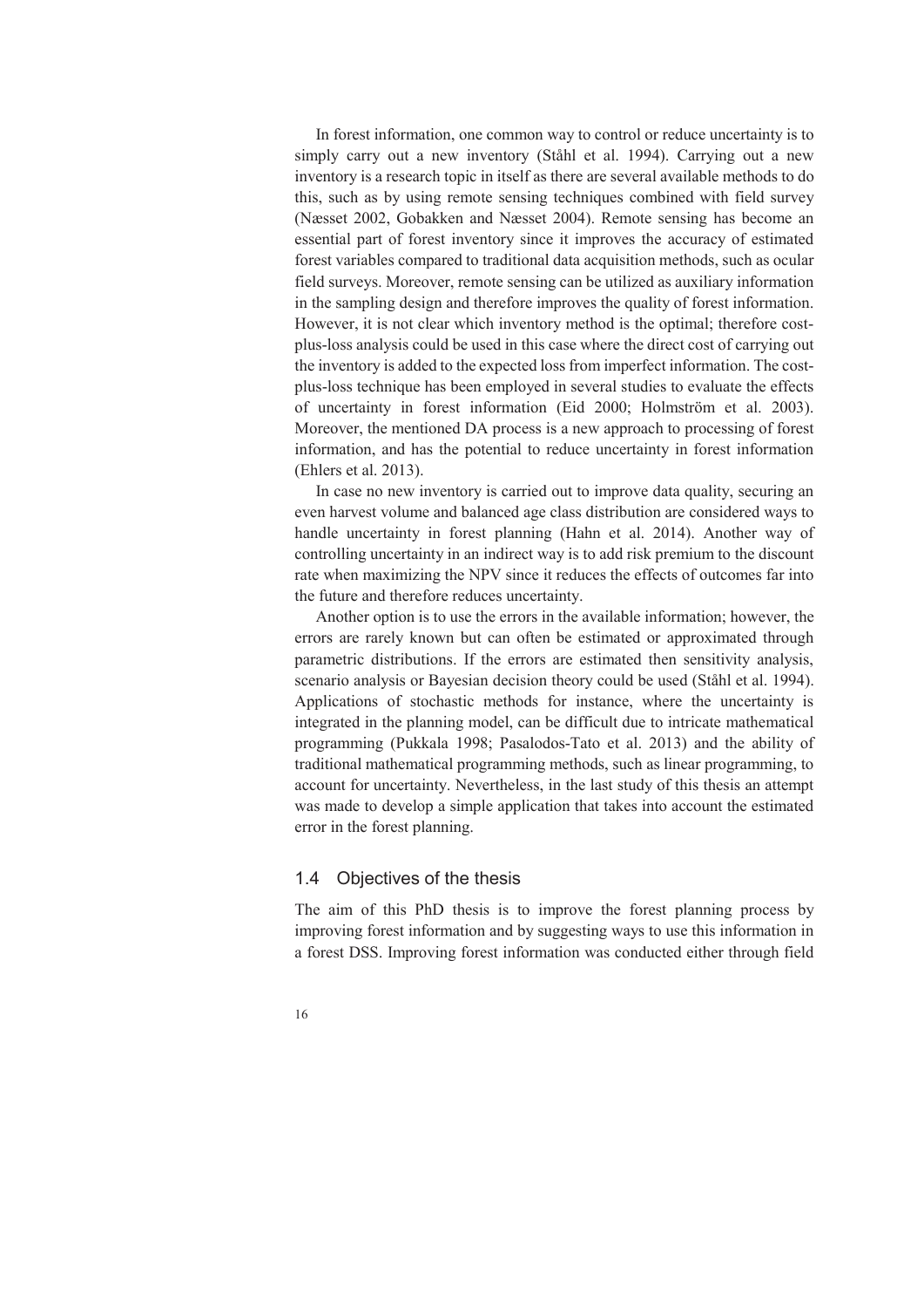In forest information, one common way to control or reduce uncertainty is to simply carry out a new inventory (Ståhl et al. 1994). Carrying out a new inventory is a research topic in itself as there are several available methods to do this, such as by using remote sensing techniques combined with field survey (Næsset 2002, Gobakken and Næsset 2004). Remote sensing has become an essential part of forest inventory since it improves the accuracy of estimated forest variables compared to traditional data acquisition methods, such as ocular field surveys. Moreover, remote sensing can be utilized as auxiliary information in the sampling design and therefore improves the quality of forest information. However, it is not clear which inventory method is the optimal; therefore cost-plus-loss analysis could be used in this case where the direct cost of carrying out the inventory is added to the expected loss from imperfect information. The cost-plus-loss technique has been employed in several studies to evaluate the effects of uncertainty in forest information (Eid 2000; Holmström et al. 2003). Moreover, the mentioned DA process is a new approach to processing of forest information, and has the potential to reduce uncertainty in forest information (Ehlers et al. 2013).

In case no new inventory is carried out to improve data quality, securing an even harvest volume and balanced age class distribution are considered ways to handle uncertainty in forest planning (Hahn et al. 2014). Another way of controlling uncertainty in an indirect way is to add risk premium to the discount rate when maximizing the NPV since it reduces the effects of outcomes far into the future and therefore reduces uncertainty.

Another option is to use the errors in the available information; however, the errors are rarely known but can often be estimated or approximated through parametric distributions. If the errors are estimated then sensitivity analysis, scenario analysis or Bayesian decision theory could be used (Ståhl et al. 1994). Applications of stochastic methods for instance, where the uncertainty is integrated in the planning model, can be difficult due to intricate mathematical programming (Pukkala 1998; Pasalodos-Tato et al. 2013) and the ability of traditional mathematical programming methods, such as linear programming, to account for uncertainty. Nevertheless, in the last study of this thesis an attempt was made to develop a simple application that takes into account the estimated error in the forest planning.

## 1.4 Objectives of the thesis

The aim of this PhD thesis is to improve the forest planning process by improving forest information and by suggesting ways to use this information in a forest DSS. Improving forest information was conducted either through field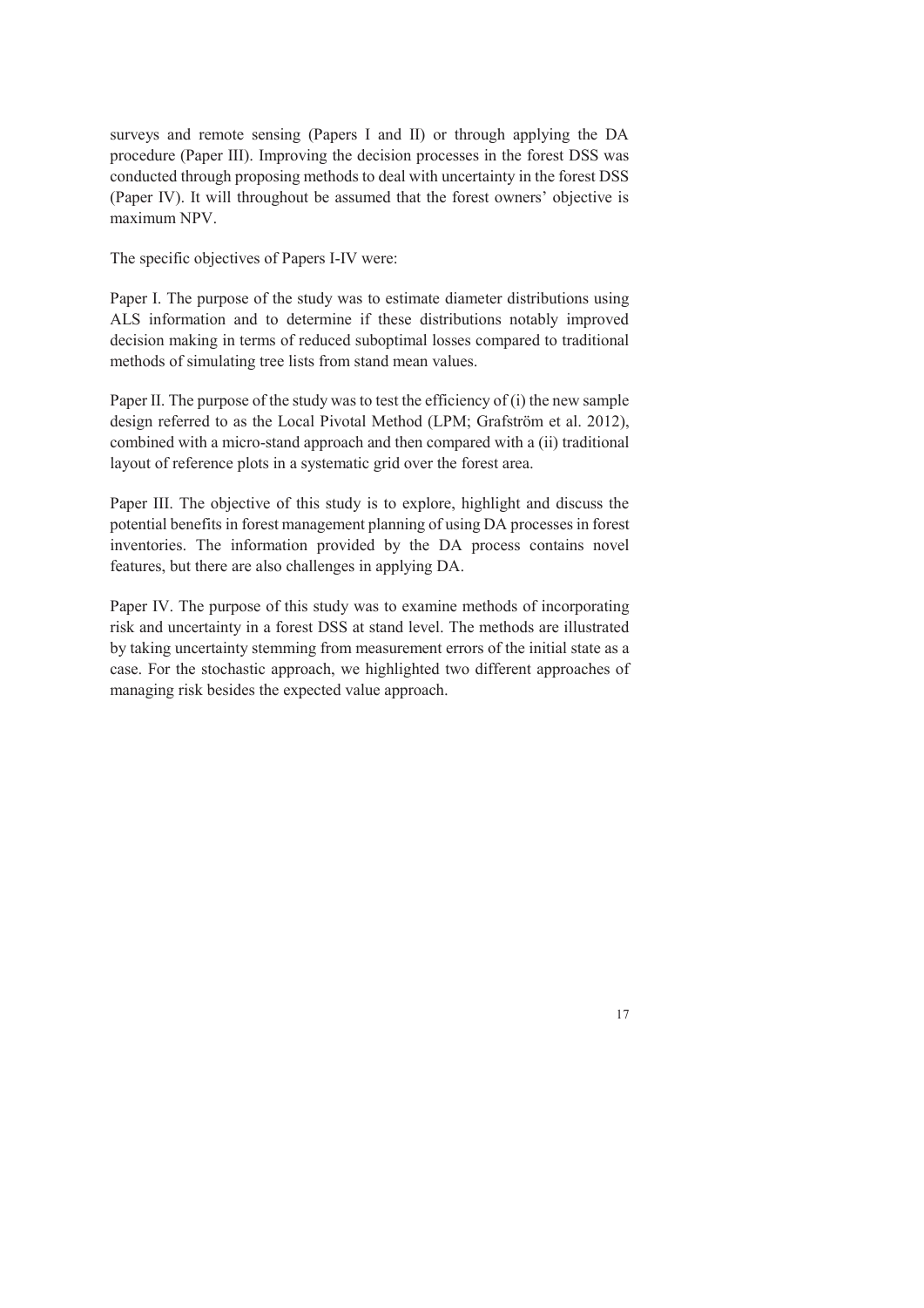surveys and remote sensing (Papers I and II) or through applying the DA procedure (Paper III). Improving the decision processes in the forest DSS was conducted through proposing methods to deal with uncertainty in the forest DSS (Paper IV). It will throughout be assumed that the forest owners' objective is maximum NPV.

The specific objectives of Papers I-IV were:

Paper I. The purpose of the study was to estimate diameter distributions using ALS information and to determine if these distributions notably improved decision making in terms of reduced suboptimal losses compared to traditional methods of simulating tree lists from stand mean values.

Paper II. The purpose of the study was to test the efficiency of (i) the new sample design referred to as the Local Pivotal Method (LPM; Grafström et al. 2012), combined with a micro-stand approach and then compared with a (ii) traditional layout of reference plots in a systematic grid over the forest area.

Paper III. The objective of this study is to explore, highlight and discuss the potential benefits in forest management planning of using DA processes in forest inventories. The information provided by the DA process contains novel features, but there are also challenges in applying DA.

Paper IV. The purpose of this study was to examine methods of incorporating risk and uncertainty in a forest DSS at stand level. The methods are illustrated by taking uncertainty stemming from measurement errors of the initial state as a case. For the stochastic approach, we highlighted two different approaches of managing risk besides the expected value approach.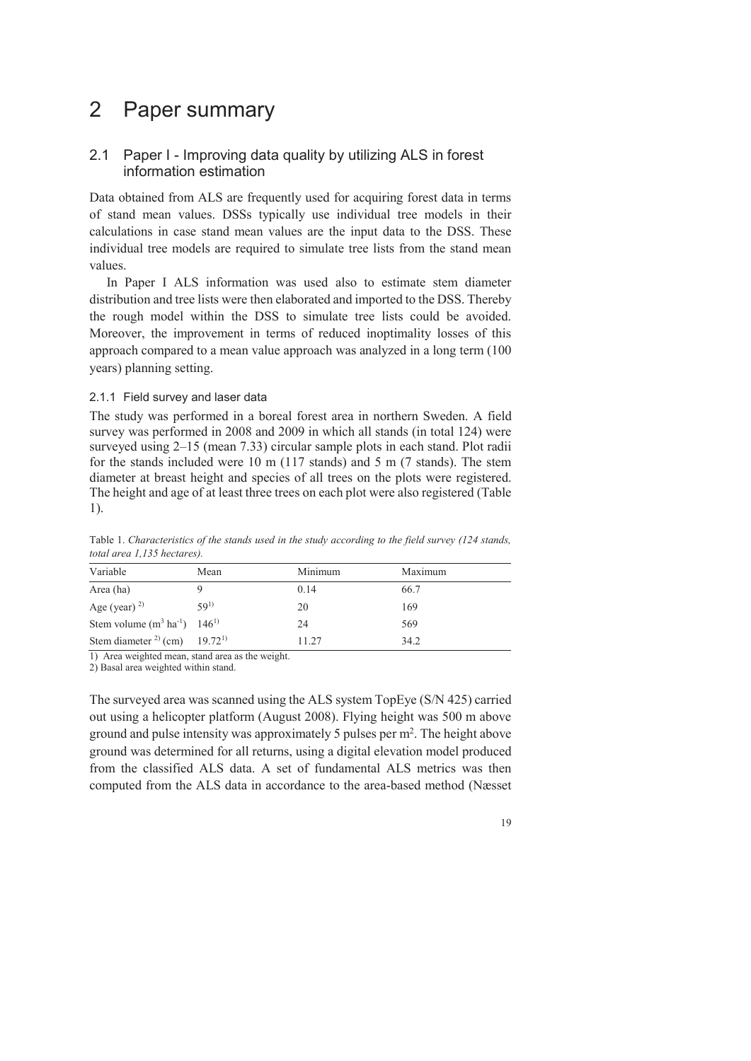# 2 Paper summary

## 2.1 Paper I - Improving data quality by utilizing ALS in forest information estimation

Data obtained from ALS are frequently used for acquiring forest data in terms of stand mean values. DSSs typically use individual tree models in their calculations in case stand mean values are the input data to the DSS. These individual tree models are required to simulate tree lists from the stand mean values.

In Paper I ALS information was used also to estimate stem diameter distribution and tree lists were then elaborated and imported to the DSS. Thereby the rough model within the DSS to simulate tree lists could be avoided. Moreover, the improvement in terms of reduced inoptimality losses of this approach compared to a mean value approach was analyzed in a long term (100 years) planning setting.

### 2.1.1 Field survey and laser data

The study was performed in a boreal forest area in northern Sweden. A field survey was performed in 2008 and 2009 in which all stands (in total 124) were surveyed using 2–15 (mean 7.33) circular sample plots in each stand. Plot radii for the stands included were 10 m (117 stands) and 5 m (7 stands). The stem diameter at breast height and species of all trees on the plots were registered. The height and age of at least three trees on each plot were also registered (Table 1).

Table 1. *Characteristics of the stands used in the study according to the field survey (124 stands, total area 1,135 hectares).*

| Variable | Mean | Minimum | Maximum |
|---|---|---|---|
| Area (ha) | 9 | 0.14 | 66.7 |
| Age (year) [2] | 59[1] | 20 | 169 |
| Stem volume ($m^3$ $ha^{-1}$) | 146[1] | 24 | 569 |
| Stem diameter [2] (cm) | 19.72[1] | 11.27 | 34.2 |

1) Area weighted mean, stand area as the weight.
2) Basal area weighted within stand.

The surveyed area was scanned using the ALS system TopEye (S/N 425) carried out using a helicopter platform (August 2008). Flying height was 500 m above ground and pulse intensity was approximately 5 pulses per $m^2$. The height above ground was determined for all returns, using a digital elevation model produced from the classified ALS data. A set of fundamental ALS metrics was then computed from the ALS data in accordance to the area-based method (Næsset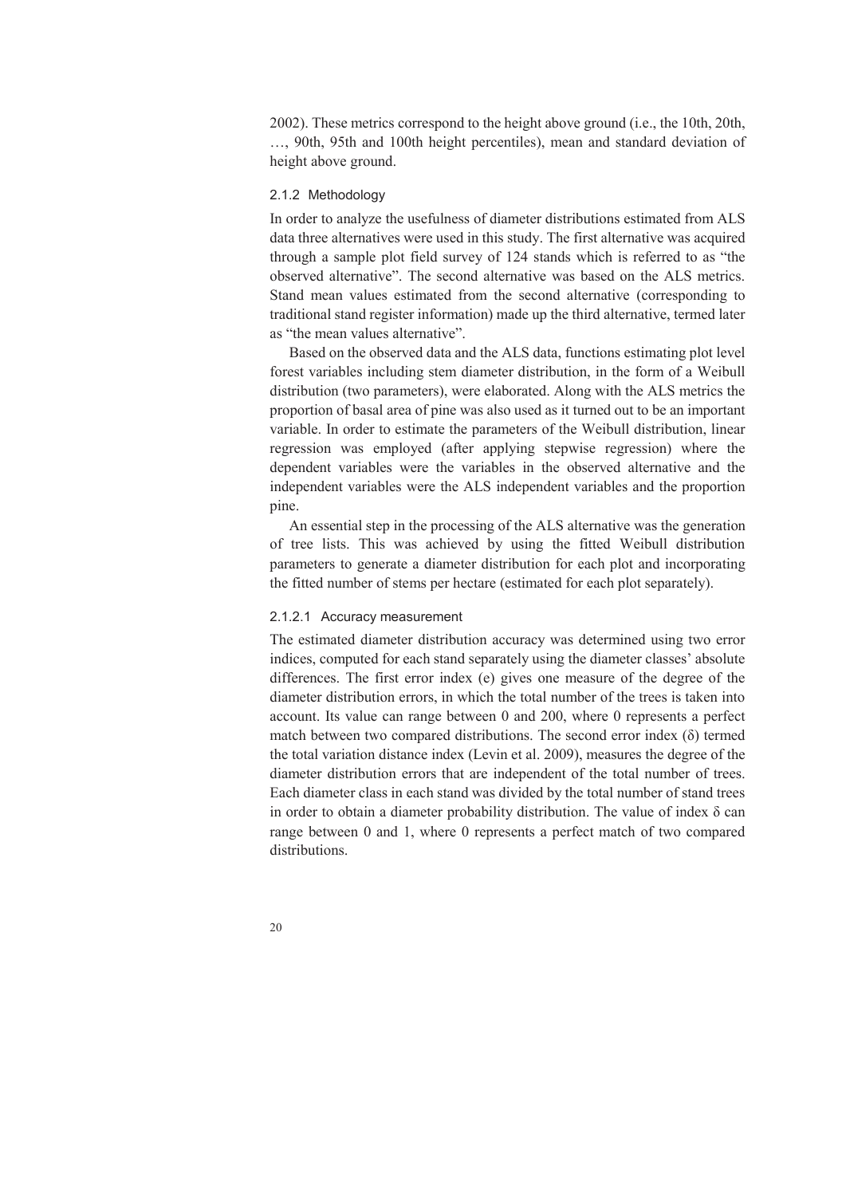2002). These metrics correspond to the height above ground (i.e., the 10th, 20th, …, 90th, 95th and 100th height percentiles), mean and standard deviation of height above ground.

### 2.1.2 Methodology

In order to analyze the usefulness of diameter distributions estimated from ALS data three alternatives were used in this study. The first alternative was acquired through a sample plot field survey of 124 stands which is referred to as "the observed alternative". The second alternative was based on the ALS metrics. Stand mean values estimated from the second alternative (corresponding to traditional stand register information) made up the third alternative, termed later as "the mean values alternative".

Based on the observed data and the ALS data, functions estimating plot level forest variables including stem diameter distribution, in the form of a Weibull distribution (two parameters), were elaborated. Along with the ALS metrics the proportion of basal area of pine was also used as it turned out to be an important variable. In order to estimate the parameters of the Weibull distribution, linear regression was employed (after applying stepwise regression) where the dependent variables were the variables in the observed alternative and the independent variables were the ALS independent variables and the proportion pine.

An essential step in the processing of the ALS alternative was the generation of tree lists. This was achieved by using the fitted Weibull distribution parameters to generate a diameter distribution for each plot and incorporating the fitted number of stems per hectare (estimated for each plot separately).

#### 2.1.2.1 Accuracy measurement

The estimated diameter distribution accuracy was determined using two error indices, computed for each stand separately using the diameter classes' absolute differences. The first error index (e) gives one measure of the degree of the diameter distribution errors, in which the total number of the trees is taken into account. Its value can range between 0 and 200, where 0 represents a perfect match between two compared distributions. The second error index ($\delta$) termed the total variation distance index (Levin et al. 2009), measures the degree of the diameter distribution errors that are independent of the total number of trees. Each diameter class in each stand was divided by the total number of stand trees in order to obtain a diameter probability distribution. The value of index $\delta$ can range between 0 and 1, where 0 represents a perfect match of two compared distributions.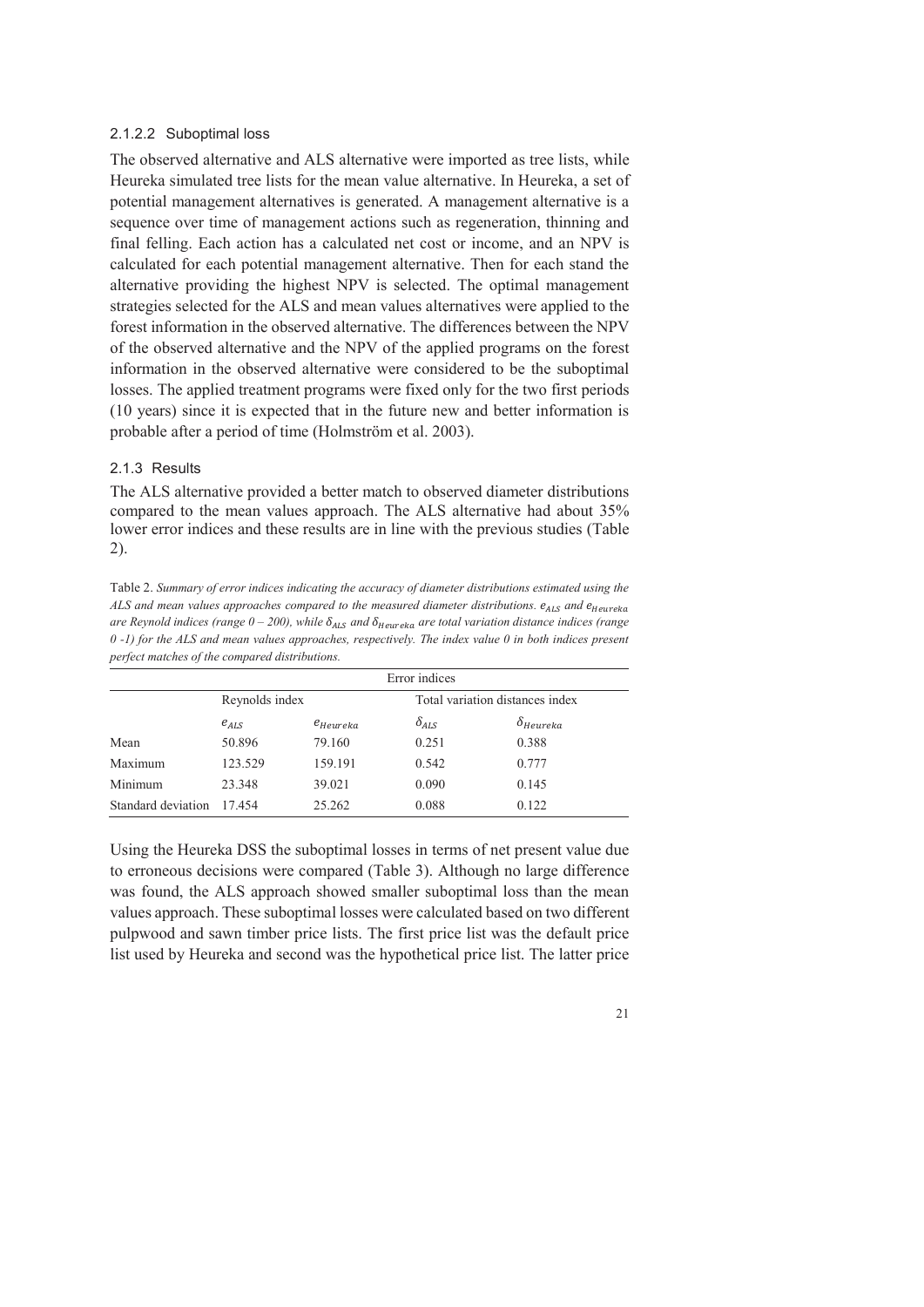#### 2.1.2.2 Suboptimal loss

The observed alternative and ALS alternative were imported as tree lists, while Heureka simulated tree lists for the mean value alternative. In Heureka, a set of potential management alternatives is generated. A management alternative is a sequence over time of management actions such as regeneration, thinning and final felling. Each action has a calculated net cost or income, and an NPV is calculated for each potential management alternative. Then for each stand the alternative providing the highest NPV is selected. The optimal management strategies selected for the ALS and mean values alternatives were applied to the forest information in the observed alternative. The differences between the NPV of the observed alternative and the NPV of the applied programs on the forest information in the observed alternative were considered to be the suboptimal losses. The applied treatment programs were fixed only for the two first periods (10 years) since it is expected that in the future new and better information is probable after a period of time (Holmström et al. 2003).

### 2.1.3 Results

The ALS alternative provided a better match to observed diameter distributions compared to the mean values approach. The ALS alternative had about 35% lower error indices and these results are in line with the previous studies (Table 2).

Table 2. *Summary of error indices indicating the accuracy of diameter distributions estimated using the ALS and mean values approaches compared to the measured diameter distributions. $e_{ALS}$ and $e_{Heureka}$ are Reynold indices (range 0 – 200), while $\delta_{ALS}$ and $\delta_{Heureka}$ are total variation distance indices (range 0 -1) for the ALS and mean values approaches, respectively. The index value 0 in both indices present perfect matches of the compared distributions.*

| | Error indices | | | |
|---|---|---|---|---|
| | Reynolds index | | Total variation distances index | |
| | $e_{ALS}$ | $e_{Heureka}$ | $\delta_{ALS}$ | $\delta_{Heureka}$ |
| Mean | 50.896 | 79.160 | 0.251 | 0.388 |
| Maximum | 123.529 | 159.191 | 0.542 | 0.777 |
| Minimum | 23.348 | 39.021 | 0.090 | 0.145 |
| Standard deviation | 17.454 | 25.262 | 0.088 | 0.122 |

Using the Heureka DSS the suboptimal losses in terms of net present value due to erroneous decisions were compared (Table 3). Although no large difference was found, the ALS approach showed smaller suboptimal loss than the mean values approach. These suboptimal losses were calculated based on two different pulpwood and sawn timber price lists. The first price list was the default price list used by Heureka and second was the hypothetical price list. The latter price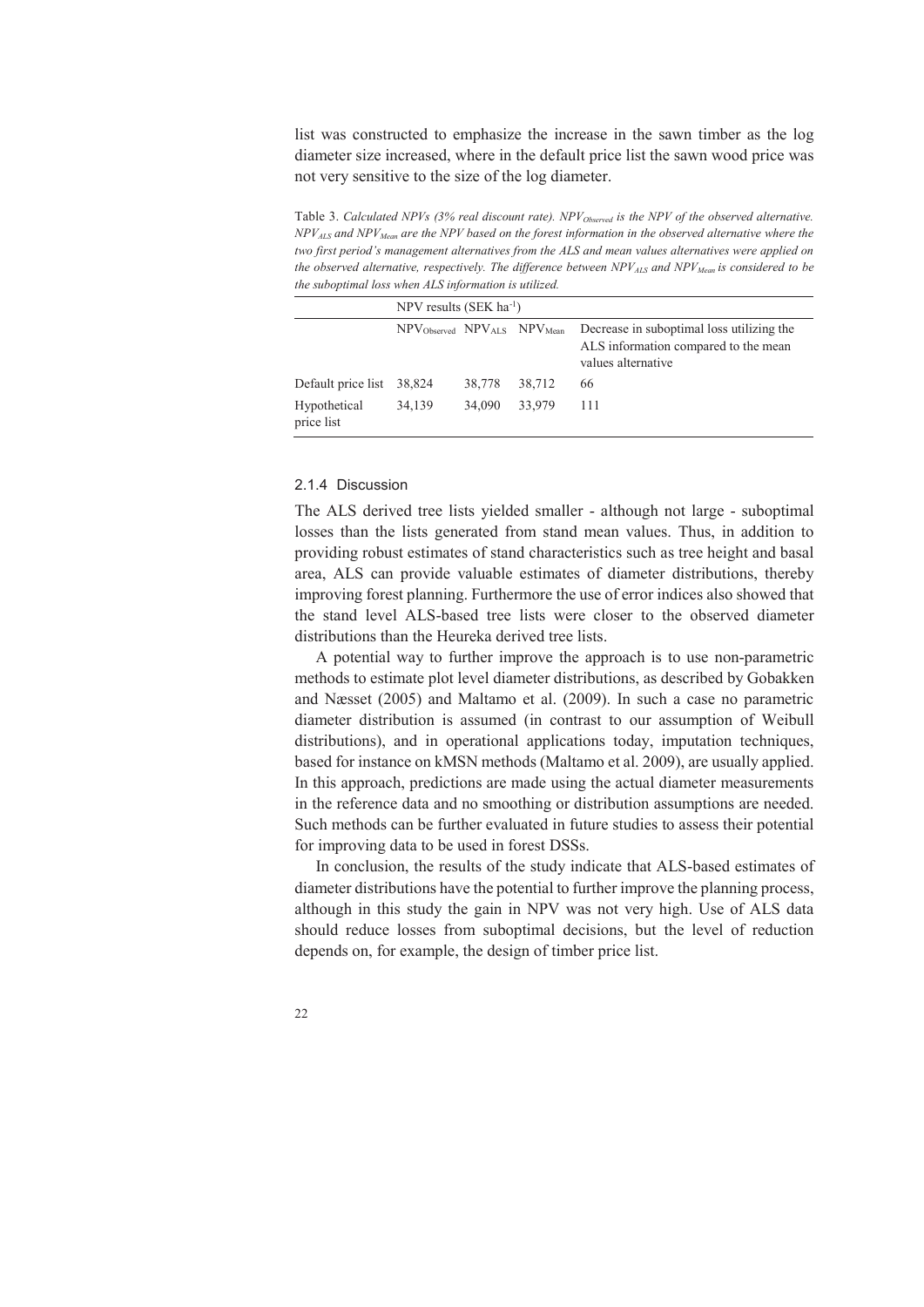list was constructed to emphasize the increase in the sawn timber as the log diameter size increased, where in the default price list the sawn wood price was not very sensitive to the size of the log diameter.

Table 3. *Calculated NPVs (3% real discount rate). $NPV_{Observed}$ is the NPV of the observed alternative. $NPV_{ALS}$ and $NPV_{Mean}$ are the NPV based on the forest information in the observed alternative where the two first period's management alternatives from the ALS and mean values alternatives were applied on the observed alternative, respectively. The difference between $NPV_{ALS}$ and $NPV_{Mean}$ is considered to be the suboptimal loss when ALS information is utilized.*

| | NPV results (SEK $ha^{-1}$) | | | |
|---|---|---|---|---|
| | $NPV_{Observed}$ | $NPV_{ALS}$ | $NPV_{Mean}$ | Decrease in suboptimal loss utilizing the ALS information compared to the mean values alternative |
| Default price list | 38,824 | 38,778 | 38,712 | 66 |
| Hypothetical price list | 34,139 | 34,090 | 33,979 | 111 |

### 2.1.4 Discussion

The ALS derived tree lists yielded smaller - although not large - suboptimal losses than the lists generated from stand mean values. Thus, in addition to providing robust estimates of stand characteristics such as tree height and basal area, ALS can provide valuable estimates of diameter distributions, thereby improving forest planning. Furthermore the use of error indices also showed that the stand level ALS-based tree lists were closer to the observed diameter distributions than the Heureka derived tree lists.

A potential way to further improve the approach is to use non-parametric methods to estimate plot level diameter distributions, as described by Gobakken and Næsset (2005) and Maltamo et al. (2009). In such a case no parametric diameter distribution is assumed (in contrast to our assumption of Weibull distributions), and in operational applications today, imputation techniques, based for instance on kMSN methods (Maltamo et al. 2009), are usually applied. In this approach, predictions are made using the actual diameter measurements in the reference data and no smoothing or distribution assumptions are needed. Such methods can be further evaluated in future studies to assess their potential for improving data to be used in forest DSSs.

In conclusion, the results of the study indicate that ALS-based estimates of diameter distributions have the potential to further improve the planning process, although in this study the gain in NPV was not very high. Use of ALS data should reduce losses from suboptimal decisions, but the level of reduction depends on, for example, the design of timber price list.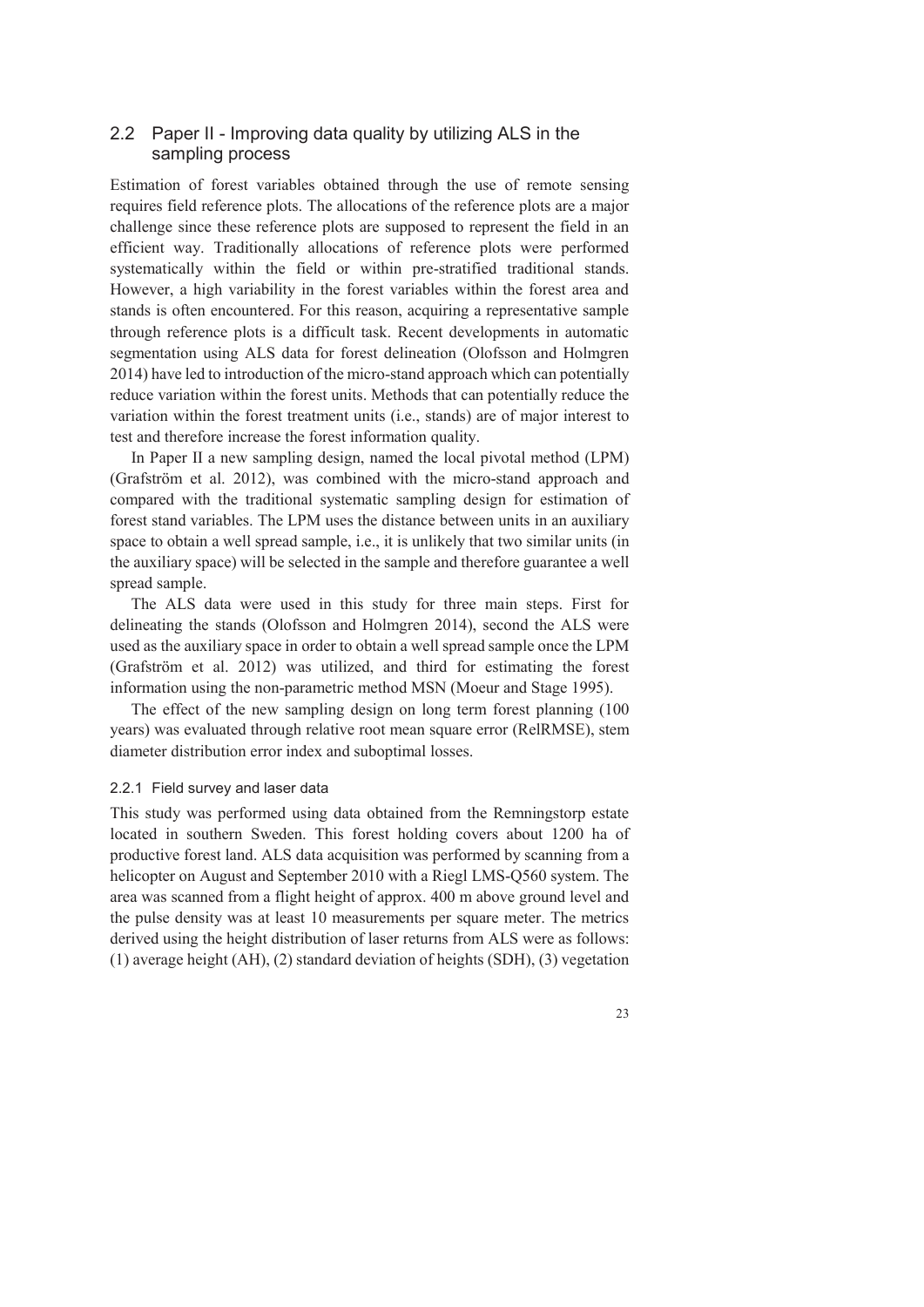## 2.2 Paper II - Improving data quality by utilizing ALS in the sampling process

Estimation of forest variables obtained through the use of remote sensing requires field reference plots. The allocations of the reference plots are a major challenge since these reference plots are supposed to represent the field in an efficient way. Traditionally allocations of reference plots were performed systematically within the field or within pre-stratified traditional stands. However, a high variability in the forest variables within the forest area and stands is often encountered. For this reason, acquiring a representative sample through reference plots is a difficult task. Recent developments in automatic segmentation using ALS data for forest delineation (Olofsson and Holmgren 2014) have led to introduction of the micro-stand approach which can potentially reduce variation within the forest units. Methods that can potentially reduce the variation within the forest treatment units (i.e., stands) are of major interest to test and therefore increase the forest information quality.

In Paper II a new sampling design, named the local pivotal method (LPM) (Grafström et al. 2012), was combined with the micro-stand approach and compared with the traditional systematic sampling design for estimation of forest stand variables. The LPM uses the distance between units in an auxiliary space to obtain a well spread sample, i.e., it is unlikely that two similar units (in the auxiliary space) will be selected in the sample and therefore guarantee a well spread sample.

The ALS data were used in this study for three main steps. First for delineating the stands (Olofsson and Holmgren 2014), second the ALS were used as the auxiliary space in order to obtain a well spread sample once the LPM (Grafström et al. 2012) was utilized, and third for estimating the forest information using the non-parametric method MSN (Moeur and Stage 1995).

The effect of the new sampling design on long term forest planning (100 years) was evaluated through relative root mean square error (RelRMSE), stem diameter distribution error index and suboptimal losses.

### 2.2.1 Field survey and laser data

This study was performed using data obtained from the Remningstorp estate located in southern Sweden. This forest holding covers about 1200 ha of productive forest land. ALS data acquisition was performed by scanning from a helicopter on August and September 2010 with a Riegl LMS-Q560 system. The area was scanned from a flight height of approx. 400 m above ground level and the pulse density was at least 10 measurements per square meter. The metrics derived using the height distribution of laser returns from ALS were as follows: (1) average height (AH), (2) standard deviation of heights (SDH), (3) vegetation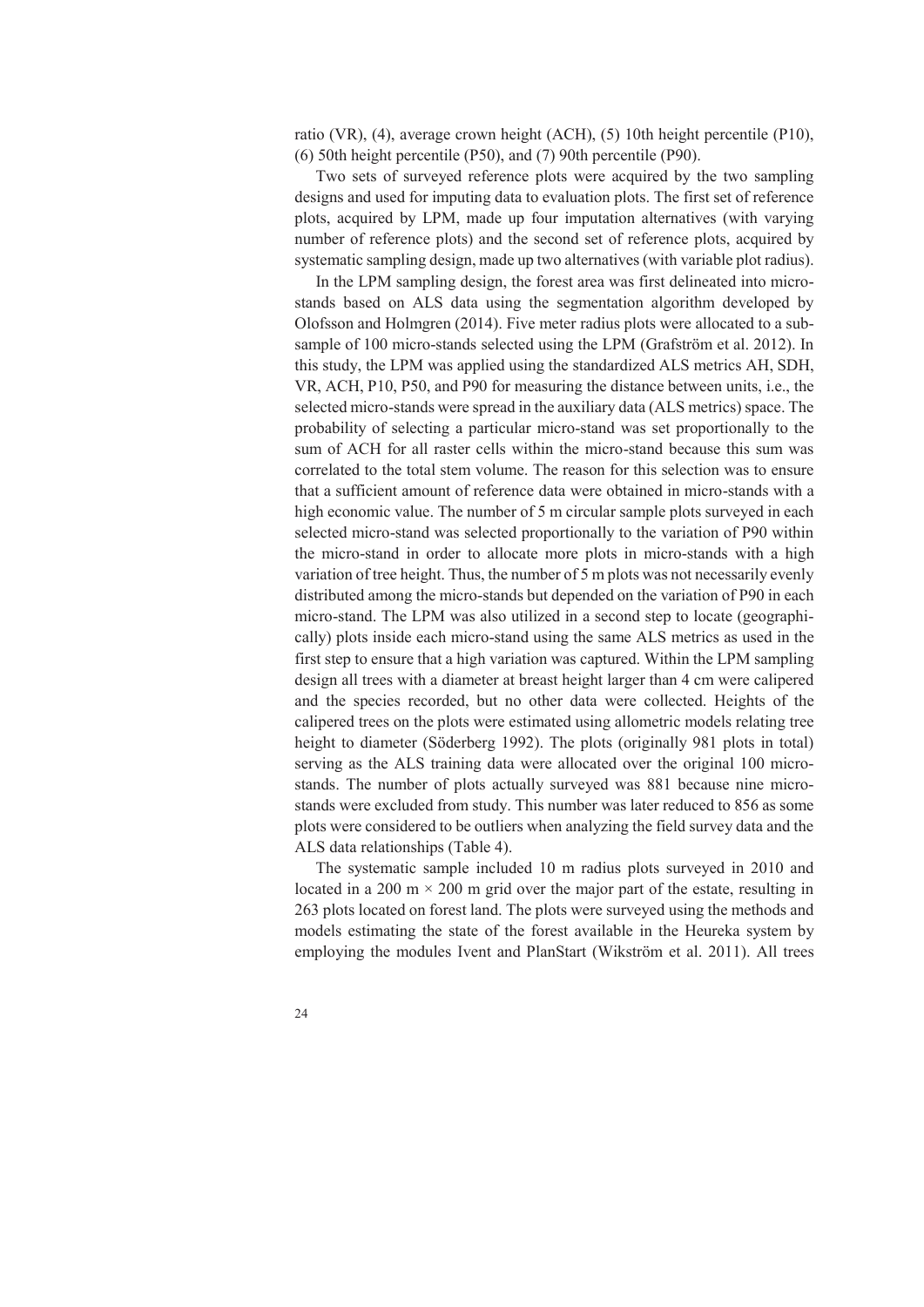ratio (VR), (4), average crown height (ACH), (5) 10th height percentile (P10), (6) 50th height percentile (P50), and (7) 90th percentile (P90).

Two sets of surveyed reference plots were acquired by the two sampling designs and used for imputing data to evaluation plots. The first set of reference plots, acquired by LPM, made up four imputation alternatives (with varying number of reference plots) and the second set of reference plots, acquired by systematic sampling design, made up two alternatives (with variable plot radius).

In the LPM sampling design, the forest area was first delineated into micro-stands based on ALS data using the segmentation algorithm developed by Olofsson and Holmgren (2014). Five meter radius plots were allocated to a sub-sample of 100 micro-stands selected using the LPM (Grafström et al. 2012). In this study, the LPM was applied using the standardized ALS metrics AH, SDH, VR, ACH, P10, P50, and P90 for measuring the distance between units, i.e., the selected micro-stands were spread in the auxiliary data (ALS metrics) space. The probability of selecting a particular micro-stand was set proportionally to the sum of ACH for all raster cells within the micro-stand because this sum was correlated to the total stem volume. The reason for this selection was to ensure that a sufficient amount of reference data were obtained in micro-stands with a high economic value. The number of 5 m circular sample plots surveyed in each selected micro-stand was selected proportionally to the variation of P90 within the micro-stand in order to allocate more plots in micro-stands with a high variation of tree height. Thus, the number of 5 m plots was not necessarily evenly distributed among the micro-stands but depended on the variation of P90 in each micro-stand. The LPM was also utilized in a second step to locate (geographically) plots inside each micro-stand using the same ALS metrics as used in the first step to ensure that a high variation was captured. Within the LPM sampling design all trees with a diameter at breast height larger than 4 cm were calipered and the species recorded, but no other data were collected. Heights of the calipered trees on the plots were estimated using allometric models relating tree height to diameter (Söderberg 1992). The plots (originally 981 plots in total) serving as the ALS training data were allocated over the original 100 micro-stands. The number of plots actually surveyed was 881 because nine micro-stands were excluded from study. This number was later reduced to 856 as some plots were considered to be outliers when analyzing the field survey data and the ALS data relationships (Table 4).

The systematic sample included 10 m radius plots surveyed in 2010 and located in a 200 m × 200 m grid over the major part of the estate, resulting in 263 plots located on forest land. The plots were surveyed using the methods and models estimating the state of the forest available in the Heureka system by employing the modules Ivent and PlanStart (Wikström et al. 2011). All trees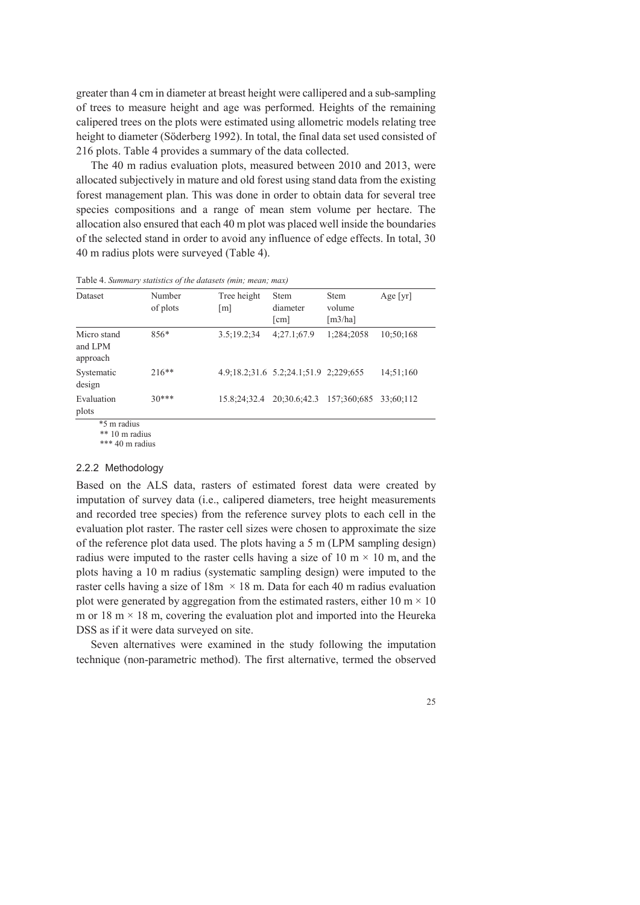greater than 4 cm in diameter at breast height were callipered and a sub-sampling of trees to measure height and age was performed. Heights of the remaining calipered trees on the plots were estimated using allometric models relating tree height to diameter (Söderberg 1992). In total, the final data set used consisted of 216 plots. Table 4 provides a summary of the data collected.

The 40 m radius evaluation plots, measured between 2010 and 2013, were allocated subjectively in mature and old forest using stand data from the existing forest management plan. This was done in order to obtain data for several tree species compositions and a range of mean stem volume per hectare. The allocation also ensured that each 40 m plot was placed well inside the boundaries of the selected stand in order to avoid any influence of edge effects. In total, 30 40 m radius plots were surveyed (Table 4).

Table 4. *Summary statistics of the datasets (min; mean; max)*

| Dataset | Number of plots | Tree height [m] | Stem diameter [cm] | Stem volume [m3/ha] | Age [yr] |
|---|---|---|---|---|---|
| Micro stand and LPM approach | 856* | 3.5;19.2;34 | 4;27.1;67.9 | 1;284;2058 | 10;50;168 |
| Systematic design | 216** | 4.9;18.2;31.6 | 5.2;24.1;51.9 | 2;229;655 | 14;51;160 |
| Evaluation plots | 30*** | 15.8;24;32.4 | 20;30.6;42.3 | 157;360;685 | 33;60;112 |

*5 m radius
** 10 m radius
*** 40 m radius

### 2.2.2 Methodology

Based on the ALS data, rasters of estimated forest data were created by imputation of survey data (i.e., calipered diameters, tree height measurements and recorded tree species) from the reference survey plots to each cell in the evaluation plot raster. The raster cell sizes were chosen to approximate the size of the reference plot data used. The plots having a 5 m (LPM sampling design) radius were imputed to the raster cells having a size of 10 m × 10 m, and the plots having a 10 m radius (systematic sampling design) were imputed to the raster cells having a size of 18m × 18 m. Data for each 40 m radius evaluation plot were generated by aggregation from the estimated rasters, either 10 m × 10 m or 18 m × 18 m, covering the evaluation plot and imported into the Heureka DSS as if it were data surveyed on site.

Seven alternatives were examined in the study following the imputation technique (non-parametric method). The first alternative, termed the observed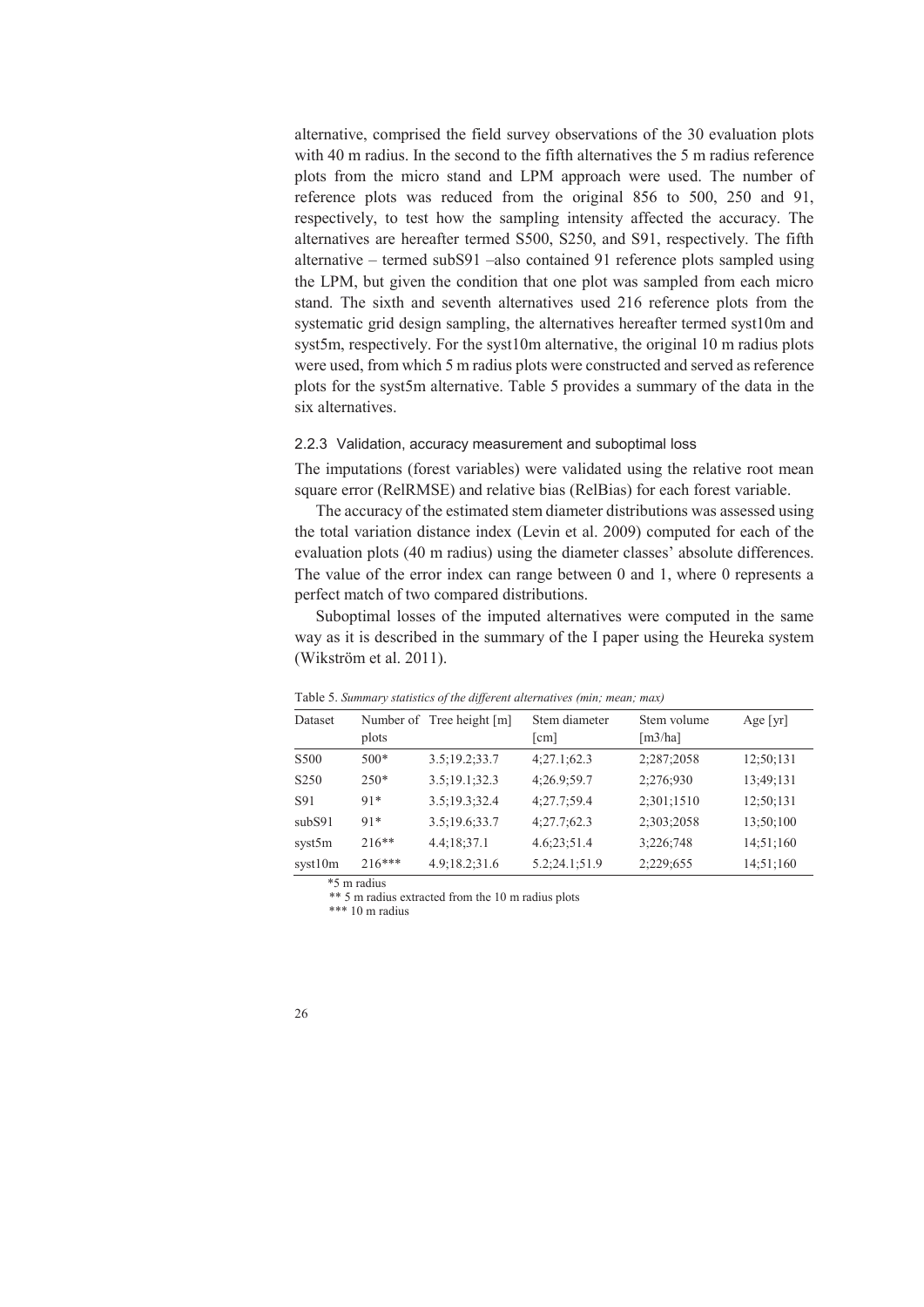alternative, comprised the field survey observations of the 30 evaluation plots with 40 m radius. In the second to the fifth alternatives the 5 m radius reference plots from the micro stand and LPM approach were used. The number of reference plots was reduced from the original 856 to 500, 250 and 91, respectively, to test how the sampling intensity affected the accuracy. The alternatives are hereafter termed S500, S250, and S91, respectively. The fifth alternative – termed subS91 –also contained 91 reference plots sampled using the LPM, but given the condition that one plot was sampled from each micro stand. The sixth and seventh alternatives used 216 reference plots from the systematic grid design sampling, the alternatives hereafter termed syst10m and syst5m, respectively. For the syst10m alternative, the original 10 m radius plots were used, from which 5 m radius plots were constructed and served as reference plots for the syst5m alternative. Table 5 provides a summary of the data in the six alternatives.

### 2.2.3 Validation, accuracy measurement and suboptimal loss

The imputations (forest variables) were validated using the relative root mean square error (RelRMSE) and relative bias (RelBias) for each forest variable.

The accuracy of the estimated stem diameter distributions was assessed using the total variation distance index (Levin et al. 2009) computed for each of the evaluation plots (40 m radius) using the diameter classes' absolute differences. The value of the error index can range between 0 and 1, where 0 represents a perfect match of two compared distributions.

Suboptimal losses of the imputed alternatives were computed in the same way as it is described in the summary of the I paper using the Heureka system (Wikström et al. 2011).

Table 5. *Summary statistics of the different alternatives (min; mean; max)*

| Dataset | Number of plots | Tree height [m] | Stem diameter [cm] | Stem volume [m3/ha] | Age [yr] |
|---|---|---|---|---|---|
| S500 | 500* | 3.5;19.2;33.7 | 4;27.1;62.3 | 2;287;2058 | 12;50;131 |
| S250 | 250* | 3.5;19.1;32.3 | 4;26.9;59.7 | 2;276;930 | 13;49;131 |
| S91 | 91* | 3.5;19.3;32.4 | 4;27.7;59.4 | 2;301;1510 | 12;50;131 |
| subS91 | 91* | 3.5;19.6;33.7 | 4;27.7;62.3 | 2;303;2058 | 13;50;100 |
| syst5m | 216** | 4.4;18;37.1 | 4.6;23;51.4 | 3;226;748 | 14;51;160 |
| syst10m | 216*** | 4.9;18.2;31.6 | 5.2;24.1;51.9 | 2;229;655 | 14;51;160 |

*5 m radius
** 5 m radius extracted from the 10 m radius plots
*** 10 m radius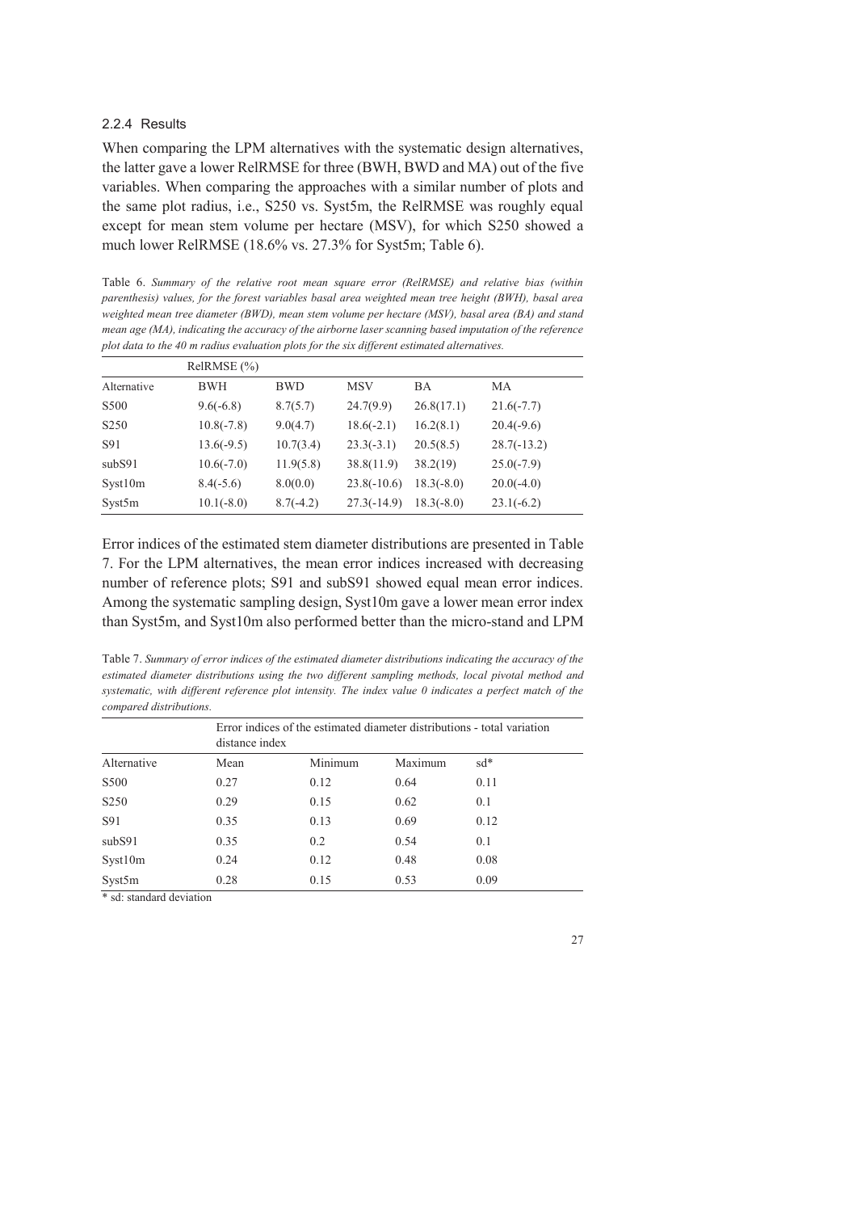### 2.2.4 Results

When comparing the LPM alternatives with the systematic design alternatives, the latter gave a lower RelRMSE for three (BWH, BWD and MA) out of the five variables. When comparing the approaches with a similar number of plots and the same plot radius, i.e., S250 vs. Syst5m, the RelRMSE was roughly equal except for mean stem volume per hectare (MSV), for which S250 showed a much lower RelRMSE (18.6% vs. 27.3% for Syst5m; Table 6).

Table 6. *Summary of the relative root mean square error (RelRMSE) and relative bias (within parenthesis) values, for the forest variables basal area weighted mean tree height (BWH), basal area weighted mean tree diameter (BWD), mean stem volume per hectare (MSV), basal area (BA) and stand mean age (MA), indicating the accuracy of the airborne laser scanning based imputation of the reference plot data to the 40 m radius evaluation plots for the six different estimated alternatives.*

| | RelRMSE (%) | | | | |
|---|---|---|---|---|---|
| Alternative | BWH | BWD | MSV | BA | MA |
| S500 | 9.6(-6.8) | 8.7(5.7) | 24.7(9.9) | 26.8(17.1) | 21.6(-7.7) |
| S250 | 10.8(-7.8) | 9.0(4.7) | 18.6(-2.1) | 16.2(8.1) | 20.4(-9.6) |
| S91 | 13.6(-9.5) | 10.7(3.4) | 23.3(-3.1) | 20.5(8.5) | 28.7(-13.2) |
| subS91 | 10.6(-7.0) | 11.9(5.8) | 38.8(11.9) | 38.2(19) | 25.0(-7.9) |
| Syst10m | 8.4(-5.6) | 8.0(0.0) | 23.8(-10.6) | 18.3(-8.0) | 20.0(-4.0) |
| Syst5m | 10.1(-8.0) | 8.7(-4.2) | 27.3(-14.9) | 18.3(-8.0) | 23.1(-6.2) |

Error indices of the estimated stem diameter distributions are presented in Table 7. For the LPM alternatives, the mean error indices increased with decreasing number of reference plots; S91 and subS91 showed equal mean error indices. Among the systematic sampling design, Syst10m gave a lower mean error index than Syst5m, and Syst10m also performed better than the micro-stand and LPM

Table 7. *Summary of error indices of the estimated diameter distributions indicating the accuracy of the estimated diameter distributions using the two different sampling methods, local pivotal method and systematic, with different reference plot intensity. The index value 0 indicates a perfect match of the compared distributions.*

| | Error indices of the estimated diameter distributions - total variation distance index | | | |
|---|---|---|---|---|
| Alternative | Mean | Minimum | Maximum | sd* |
| S500 | 0.27 | 0.12 | 0.64 | 0.11 |
| S250 | 0.29 | 0.15 | 0.62 | 0.1 |
| S91 | 0.35 | 0.13 | 0.69 | 0.12 |
| subS91 | 0.35 | 0.2 | 0.54 | 0.1 |
| Syst10m | 0.24 | 0.12 | 0.48 | 0.08 |
| Syst5m | 0.28 | 0.15 | 0.53 | 0.09 |

\* sd: standard deviation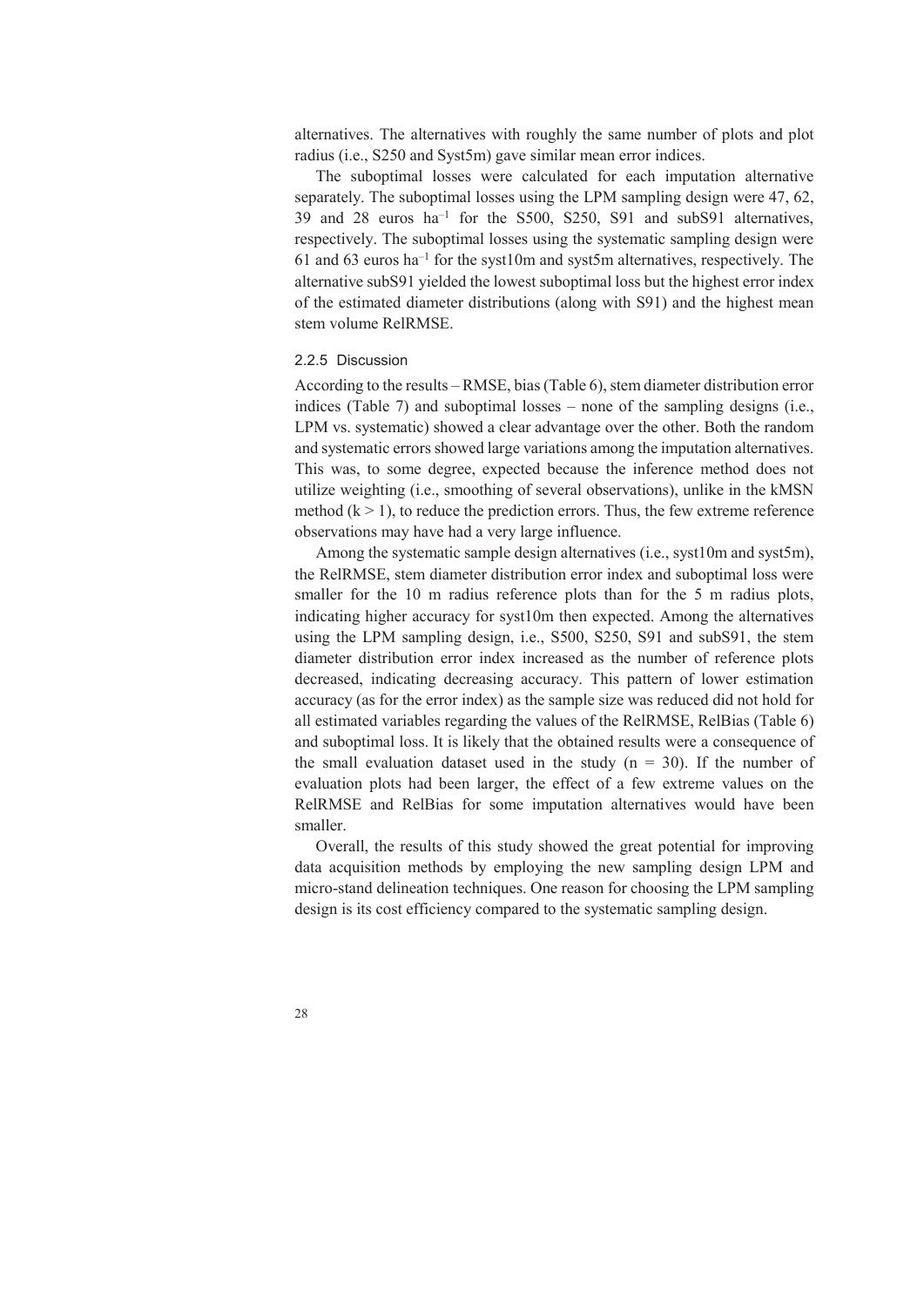alternatives. The alternatives with roughly the same number of plots and plot radius (i.e., S250 and Syst5m) gave similar mean error indices.

The suboptimal losses were calculated for each imputation alternative separately. The suboptimal losses using the LPM sampling design were 47, 62, 39 and 28 euros $ha^{-1}$ for the S500, S250, S91 and subS91 alternatives, respectively. The suboptimal losses using the systematic sampling design were 61 and 63 euros $ha^{-1}$ for the syst10m and syst5m alternatives, respectively. The alternative subS91 yielded the lowest suboptimal loss but the highest error index of the estimated diameter distributions (along with S91) and the highest mean stem volume RelRMSE.

### 2.2.5 Discussion

According to the results – RMSE, bias (Table 6), stem diameter distribution error indices (Table 7) and suboptimal losses – none of the sampling designs (i.e., LPM vs. systematic) showed a clear advantage over the other. Both the random and systematic errors showed large variations among the imputation alternatives. This was, to some degree, expected because the inference method does not utilize weighting (i.e., smoothing of several observations), unlike in the kMSN method ($k > 1$), to reduce the prediction errors. Thus, the few extreme reference observations may have had a very large influence.

Among the systematic sample design alternatives (i.e., syst10m and syst5m), the RelRMSE, stem diameter distribution error index and suboptimal loss were smaller for the 10 m radius reference plots than for the 5 m radius plots, indicating higher accuracy for syst10m then expected. Among the alternatives using the LPM sampling design, i.e., S500, S250, S91 and subS91, the stem diameter distribution error index increased as the number of reference plots decreased, indicating decreasing accuracy. This pattern of lower estimation accuracy (as for the error index) as the sample size was reduced did not hold for all estimated variables regarding the values of the RelRMSE, RelBias (Table 6) and suboptimal loss. It is likely that the obtained results were a consequence of the small evaluation dataset used in the study ($n = 30$). If the number of evaluation plots had been larger, the effect of a few extreme values on the RelRMSE and RelBias for some imputation alternatives would have been smaller.

Overall, the results of this study showed the great potential for improving data acquisition methods by employing the new sampling design LPM and micro-stand delineation techniques. One reason for choosing the LPM sampling design is its cost efficiency compared to the systematic sampling design.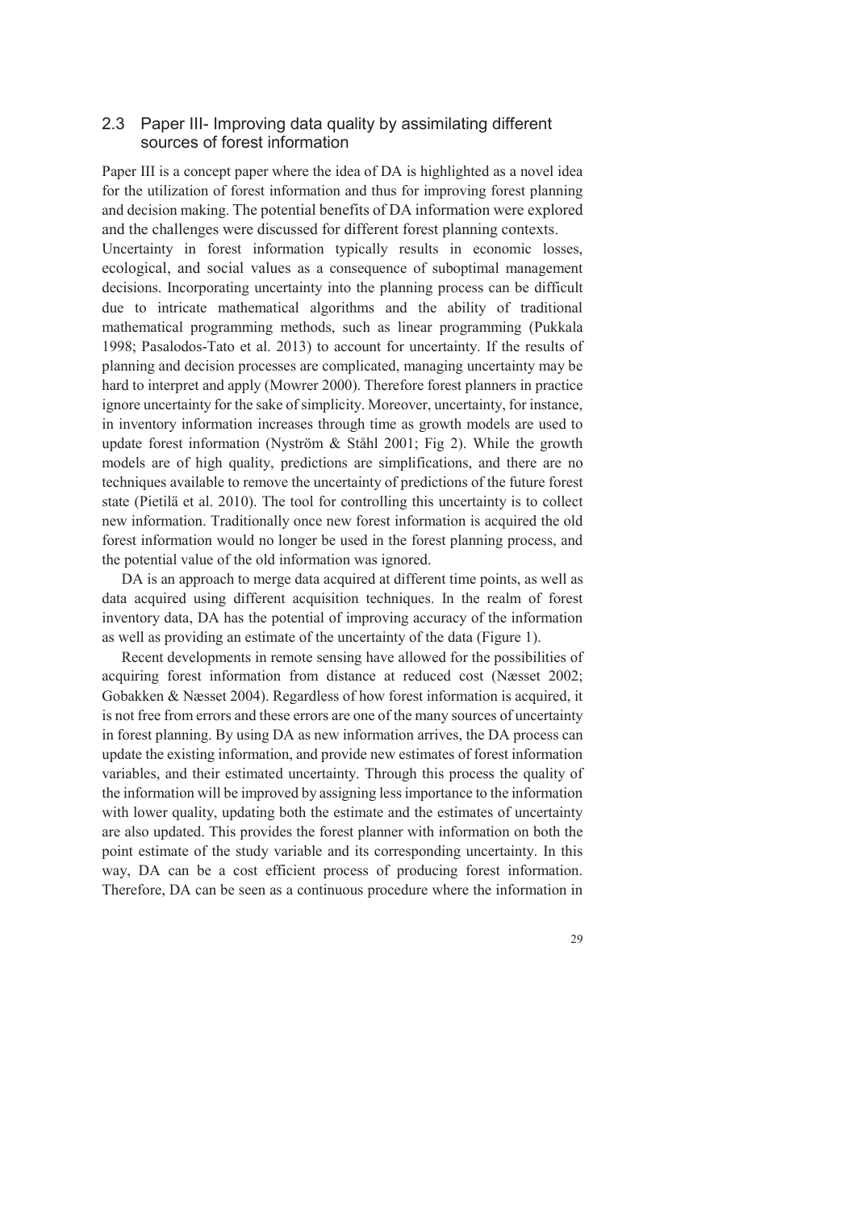## 2.3 Paper III- Improving data quality by assimilating different sources of forest information

Paper III is a concept paper where the idea of DA is highlighted as a novel idea for the utilization of forest information and thus for improving forest planning and decision making. The potential benefits of DA information were explored and the challenges were discussed for different forest planning contexts.

Uncertainty in forest information typically results in economic losses, ecological, and social values as a consequence of suboptimal management decisions. Incorporating uncertainty into the planning process can be difficult due to intricate mathematical algorithms and the ability of traditional mathematical programming methods, such as linear programming (Pukkala 1998; Pasalodos-Tato et al. 2013) to account for uncertainty. If the results of planning and decision processes are complicated, managing uncertainty may be hard to interpret and apply (Mowrer 2000). Therefore forest planners in practice ignore uncertainty for the sake of simplicity. Moreover, uncertainty, for instance, in inventory information increases through time as growth models are used to update forest information (Nyström & Ståhl 2001; Fig 2). While the growth models are of high quality, predictions are simplifications, and there are no techniques available to remove the uncertainty of predictions of the future forest state (Pietilä et al. 2010). The tool for controlling this uncertainty is to collect new information. Traditionally once new forest information is acquired the old forest information would no longer be used in the forest planning process, and the potential value of the old information was ignored.

DA is an approach to merge data acquired at different time points, as well as data acquired using different acquisition techniques. In the realm of forest inventory data, DA has the potential of improving accuracy of the information as well as providing an estimate of the uncertainty of the data (Figure 1).

Recent developments in remote sensing have allowed for the possibilities of acquiring forest information from distance at reduced cost (Næsset 2002; Gobakken & Næsset 2004). Regardless of how forest information is acquired, it is not free from errors and these errors are one of the many sources of uncertainty in forest planning. By using DA as new information arrives, the DA process can update the existing information, and provide new estimates of forest information variables, and their estimated uncertainty. Through this process the quality of the information will be improved by assigning less importance to the information with lower quality, updating both the estimate and the estimates of uncertainty are also updated. This provides the forest planner with information on both the point estimate of the study variable and its corresponding uncertainty. In this way, DA can be a cost efficient process of producing forest information. Therefore, DA can be seen as a continuous procedure where the information in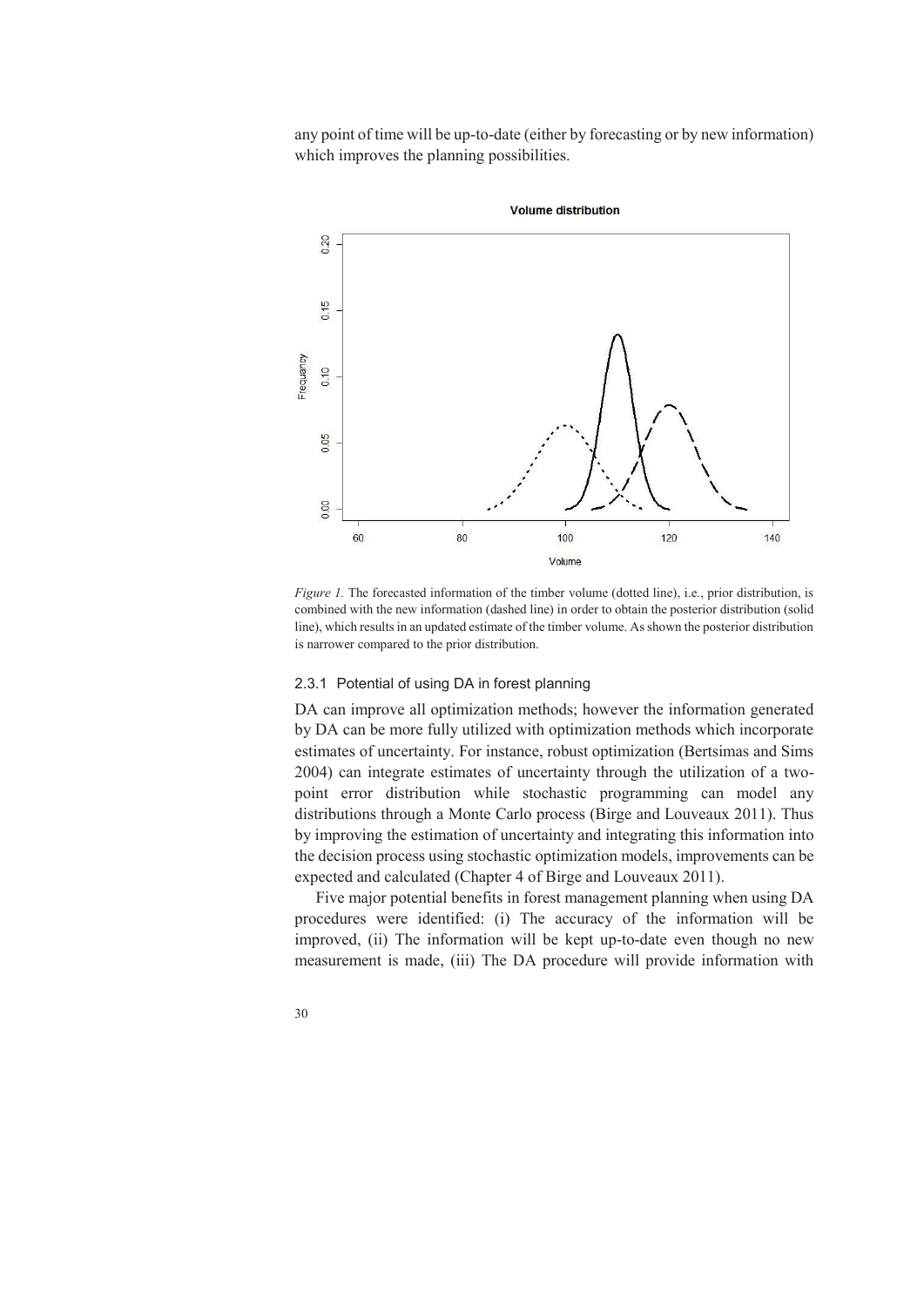any point of time will be up-to-date (either by forecasting or by new information) which improves the planning possibilities.

*Figure 1.* The forecasted information of the timber volume (dotted line), i.e., prior distribution, is combined with the new information (dashed line) in order to obtain the posterior distribution (solid line), which results in an updated estimate of the timber volume. As shown the posterior distribution is narrower compared to the prior distribution.

### 2.3.1 Potential of using DA in forest planning

DA can improve all optimization methods; however the information generated by DA can be more fully utilized with optimization methods which incorporate estimates of uncertainty. For instance, robust optimization (Bertsimas and Sims 2004) can integrate estimates of uncertainty through the utilization of a two-point error distribution while stochastic programming can model any distributions through a Monte Carlo process (Birge and Louveaux 2011). Thus by improving the estimation of uncertainty and integrating this information into the decision process using stochastic optimization models, improvements can be expected and calculated (Chapter 4 of Birge and Louveaux 2011).

Five major potential benefits in forest management planning when using DA procedures were identified: (i) The accuracy of the information will be improved, (ii) The information will be kept up-to-date even though no new measurement is made, (iii) The DA procedure will provide information with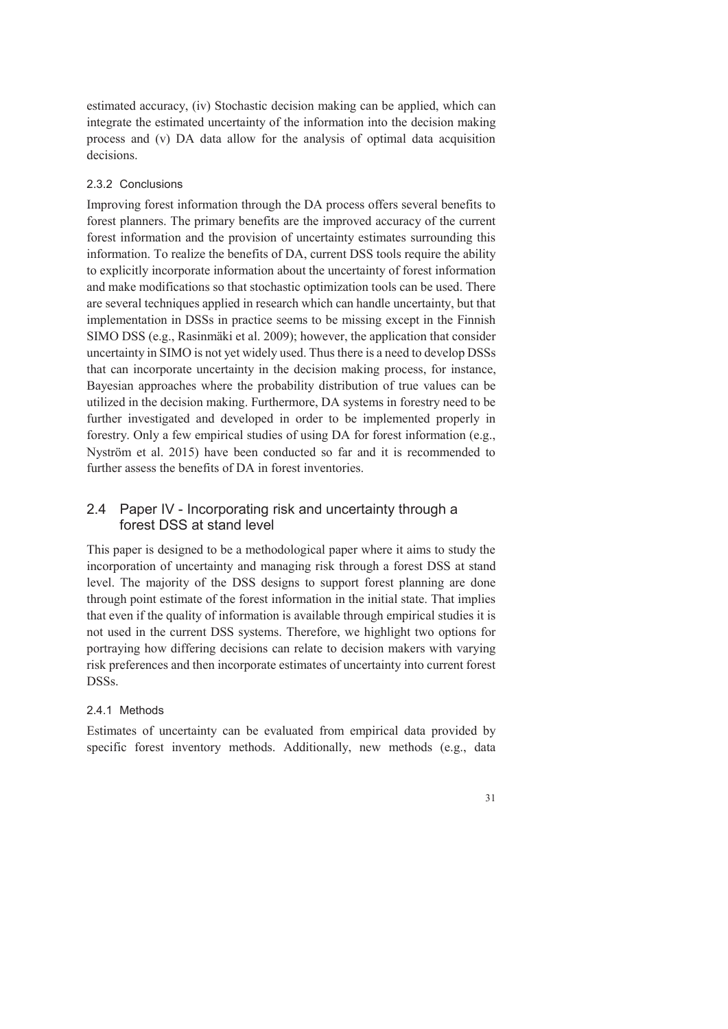estimated accuracy, (iv) Stochastic decision making can be applied, which can integrate the estimated uncertainty of the information into the decision making process and (v) DA data allow for the analysis of optimal data acquisition decisions.

#### 2.3.2 Conclusions

Improving forest information through the DA process offers several benefits to forest planners. The primary benefits are the improved accuracy of the current forest information and the provision of uncertainty estimates surrounding this information. To realize the benefits of DA, current DSS tools require the ability to explicitly incorporate information about the uncertainty of forest information and make modifications so that stochastic optimization tools can be used. There are several techniques applied in research which can handle uncertainty, but that implementation in DSSs in practice seems to be missing except in the Finnish SIMO DSS (e.g., Rasinmäki et al. 2009); however, the application that consider uncertainty in SIMO is not yet widely used. Thus there is a need to develop DSSs that can incorporate uncertainty in the decision making process, for instance, Bayesian approaches where the probability distribution of true values can be utilized in the decision making. Furthermore, DA systems in forestry need to be further investigated and developed in order to be implemented properly in forestry. Only a few empirical studies of using DA for forest information (e.g., Nyström et al. 2015) have been conducted so far and it is recommended to further assess the benefits of DA in forest inventories.

### 2.4 Paper IV - Incorporating risk and uncertainty through a forest DSS at stand level

This paper is designed to be a methodological paper where it aims to study the incorporation of uncertainty and managing risk through a forest DSS at stand level. The majority of the DSS designs to support forest planning are done through point estimate of the forest information in the initial state. That implies that even if the quality of information is available through empirical studies it is not used in the current DSS systems. Therefore, we highlight two options for portraying how differing decisions can relate to decision makers with varying risk preferences and then incorporate estimates of uncertainty into current forest DSSs.

#### 2.4.1 Methods

Estimates of uncertainty can be evaluated from empirical data provided by specific forest inventory methods. Additionally, new methods (e.g., data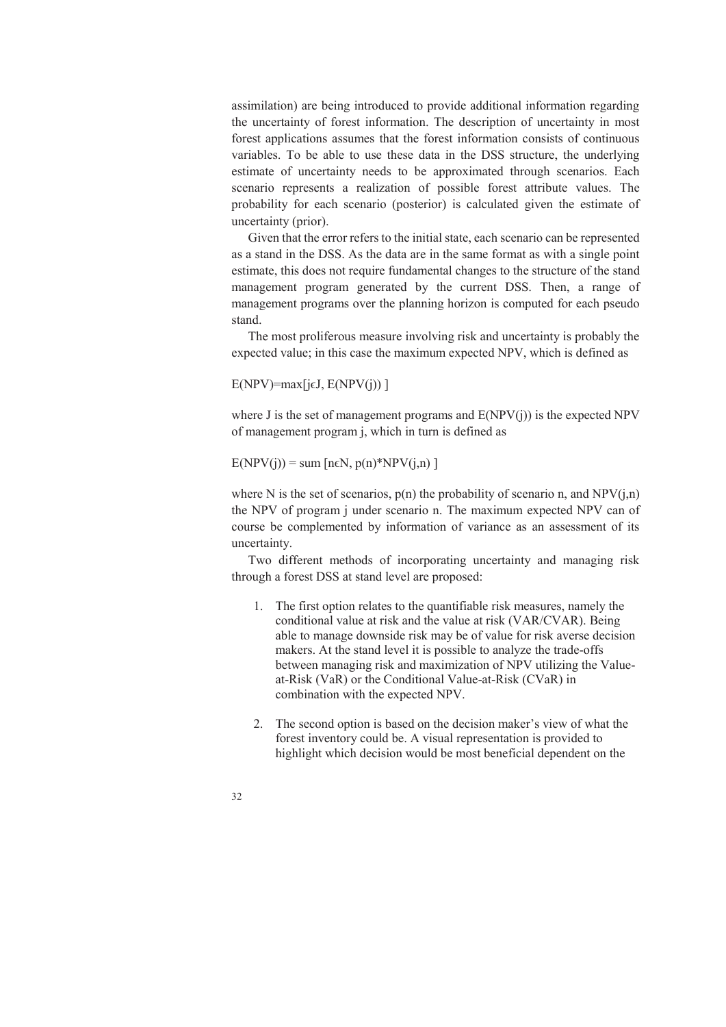assimilation) are being introduced to provide additional information regarding the uncertainty of forest information. The description of uncertainty in most forest applications assumes that the forest information consists of continuous variables. To be able to use these data in the DSS structure, the underlying estimate of uncertainty needs to be approximated through scenarios. Each scenario represents a realization of possible forest attribute values. The probability for each scenario (posterior) is calculated given the estimate of uncertainty (prior).

Given that the error refers to the initial state, each scenario can be represented as a stand in the DSS. As the data are in the same format as with a single point estimate, this does not require fundamental changes to the structure of the stand management program generated by the current DSS. Then, a range of management programs over the planning horizon is computed for each pseudo stand.

The most proliferous measure involving risk and uncertainty is probably the expected value; in this case the maximum expected NPV, which is defined as

$$E(NPV)=\max[j \in J, E(NPV(j))]$$

where J is the set of management programs and E(NPV(j)) is the expected NPV of management program j, which in turn is defined as

$$E(NPV(j)) = \text{sum}[n \in N, p(n)*NPV(j,n)]$$

where N is the set of scenarios, p(n) the probability of scenario n, and NPV(j,n) the NPV of program j under scenario n. The maximum expected NPV can of course be complemented by information of variance as an assessment of its uncertainty.

Two different methods of incorporating uncertainty and managing risk through a forest DSS at stand level are proposed:

1. The first option relates to the quantifiable risk measures, namely the conditional value at risk and the value at risk (VAR/CVAR). Being able to manage downside risk may be of value for risk averse decision makers. At the stand level it is possible to analyze the trade-offs between managing risk and maximization of NPV utilizing the Value-at-Risk (VaR) or the Conditional Value-at-Risk (CVaR) in combination with the expected NPV.

2. The second option is based on the decision maker's view of what the forest inventory could be. A visual representation is provided to highlight which decision would be most beneficial dependent on the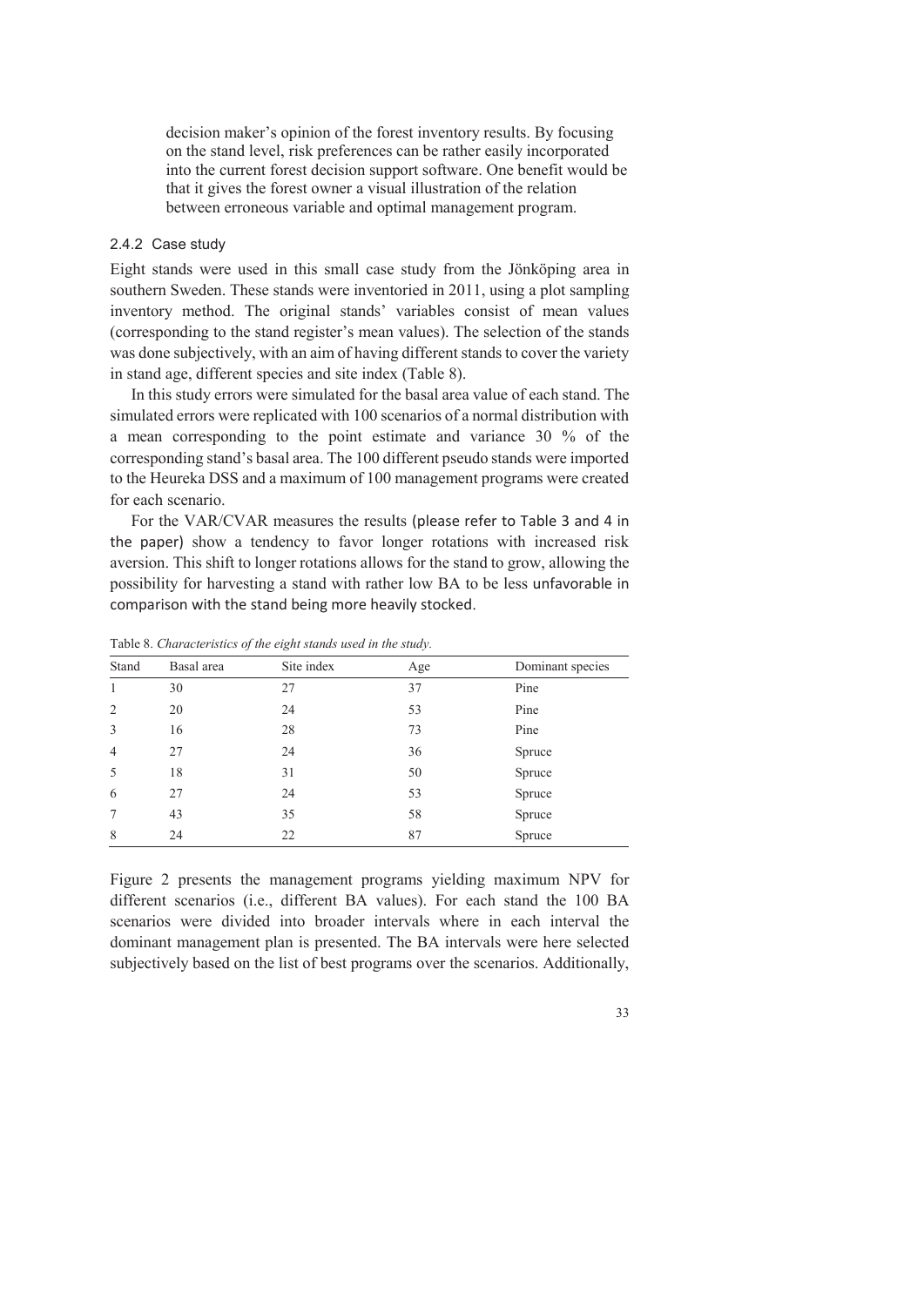decision maker's opinion of the forest inventory results. By focusing on the stand level, risk preferences can be rather easily incorporated into the current forest decision support software. One benefit would be that it gives the forest owner a visual illustration of the relation between erroneous variable and optimal management program.

### 2.4.2 Case study

Eight stands were used in this small case study from the Jönköping area in southern Sweden. These stands were inventoried in 2011, using a plot sampling inventory method. The original stands' variables consist of mean values (corresponding to the stand register's mean values). The selection of the stands was done subjectively, with an aim of having different stands to cover the variety in stand age, different species and site index (Table 8).

In this study errors were simulated for the basal area value of each stand. The simulated errors were replicated with 100 scenarios of a normal distribution with a mean corresponding to the point estimate and variance 30 % of the corresponding stand's basal area. The 100 different pseudo stands were imported to the Heureka DSS and a maximum of 100 management programs were created for each scenario.

For the VAR/CVAR measures the results (please refer to Table 3 and 4 in the paper) show a tendency to favor longer rotations with increased risk aversion. This shift to longer rotations allows for the stand to grow, allowing the possibility for harvesting a stand with rather low BA to be less unfavorable in comparison with the stand being more heavily stocked.

Table 8. *Characteristics of the eight stands used in the study.*

| Stand | Basal area | Site index | Age | Dominant species |
|---|---|---|---|---|
| 1 | 30 | 27 | 37 | Pine |
| 2 | 20 | 24 | 53 | Pine |
| 3 | 16 | 28 | 73 | Pine |
| 4 | 27 | 24 | 36 | Spruce |
| 5 | 18 | 31 | 50 | Spruce |
| 6 | 27 | 24 | 53 | Spruce |
| 7 | 43 | 35 | 58 | Spruce |
| 8 | 24 | 22 | 87 | Spruce |

Figure 2 presents the management programs yielding maximum NPV for different scenarios (i.e., different BA values). For each stand the 100 BA scenarios were divided into broader intervals where in each interval the dominant management plan is presented. The BA intervals were here selected subjectively based on the list of best programs over the scenarios. Additionally,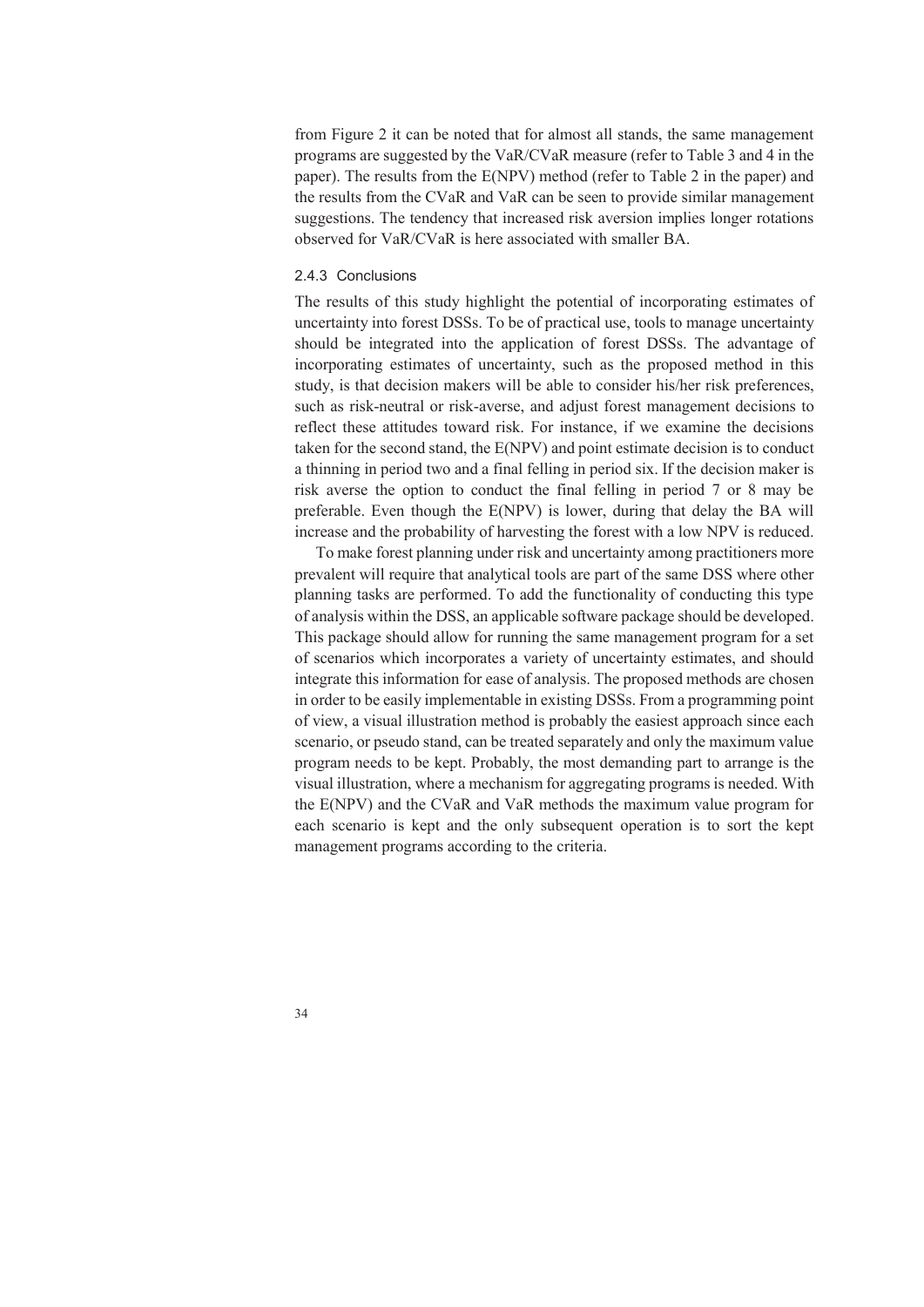from Figure 2 it can be noted that for almost all stands, the same management programs are suggested by the VaR/CVaR measure (refer to Table 3 and 4 in the paper). The results from the E(NPV) method (refer to Table 2 in the paper) and the results from the CVaR and VaR can be seen to provide similar management suggestions. The tendency that increased risk aversion implies longer rotations observed for VaR/CVaR is here associated with smaller BA.

#### 2.4.3 Conclusions

The results of this study highlight the potential of incorporating estimates of uncertainty into forest DSSs. To be of practical use, tools to manage uncertainty should be integrated into the application of forest DSSs. The advantage of incorporating estimates of uncertainty, such as the proposed method in this study, is that decision makers will be able to consider his/her risk preferences, such as risk-neutral or risk-averse, and adjust forest management decisions to reflect these attitudes toward risk. For instance, if we examine the decisions taken for the second stand, the E(NPV) and point estimate decision is to conduct a thinning in period two and a final felling in period six. If the decision maker is risk averse the option to conduct the final felling in period 7 or 8 may be preferable. Even though the E(NPV) is lower, during that delay the BA will increase and the probability of harvesting the forest with a low NPV is reduced.

To make forest planning under risk and uncertainty among practitioners more prevalent will require that analytical tools are part of the same DSS where other planning tasks are performed. To add the functionality of conducting this type of analysis within the DSS, an applicable software package should be developed. This package should allow for running the same management program for a set of scenarios which incorporates a variety of uncertainty estimates, and should integrate this information for ease of analysis. The proposed methods are chosen in order to be easily implementable in existing DSSs. From a programming point of view, a visual illustration method is probably the easiest approach since each scenario, or pseudo stand, can be treated separately and only the maximum value program needs to be kept. Probably, the most demanding part to arrange is the visual illustration, where a mechanism for aggregating programs is needed. With the E(NPV) and the CVaR and VaR methods the maximum value program for each scenario is kept and the only subsequent operation is to sort the kept management programs according to the criteria.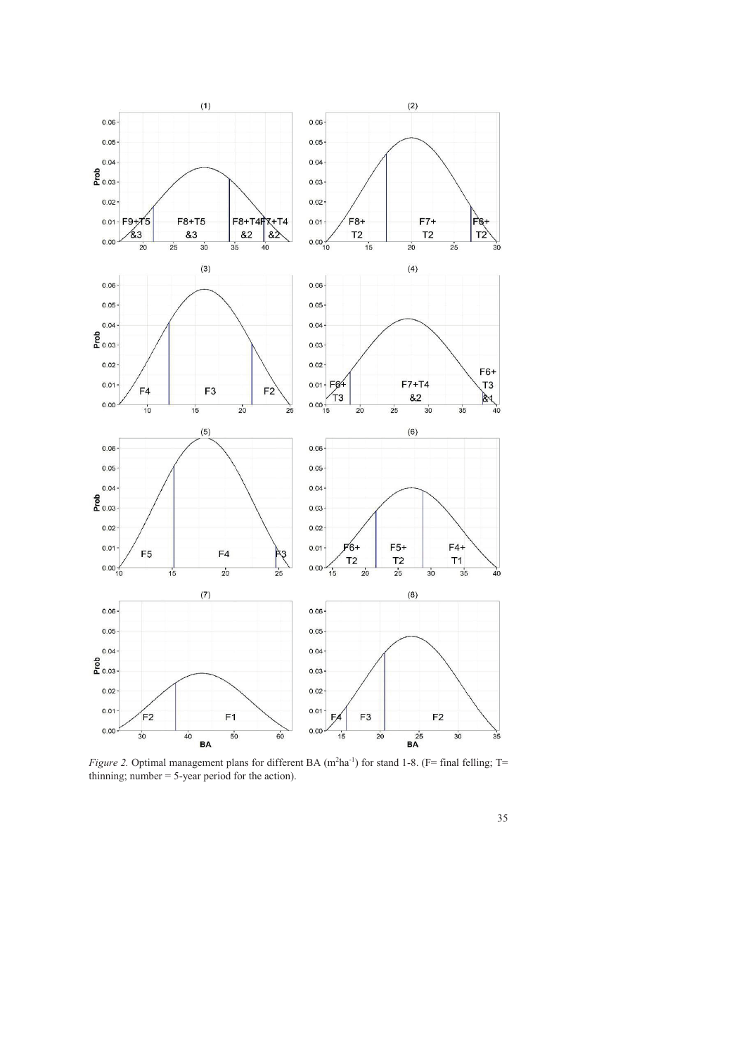*Figure 2.* Optimal management plans for different BA ($m^2ha^{-1}$) for stand 1-8. (F= final felling; T= thinning; number = 5-year period for the action).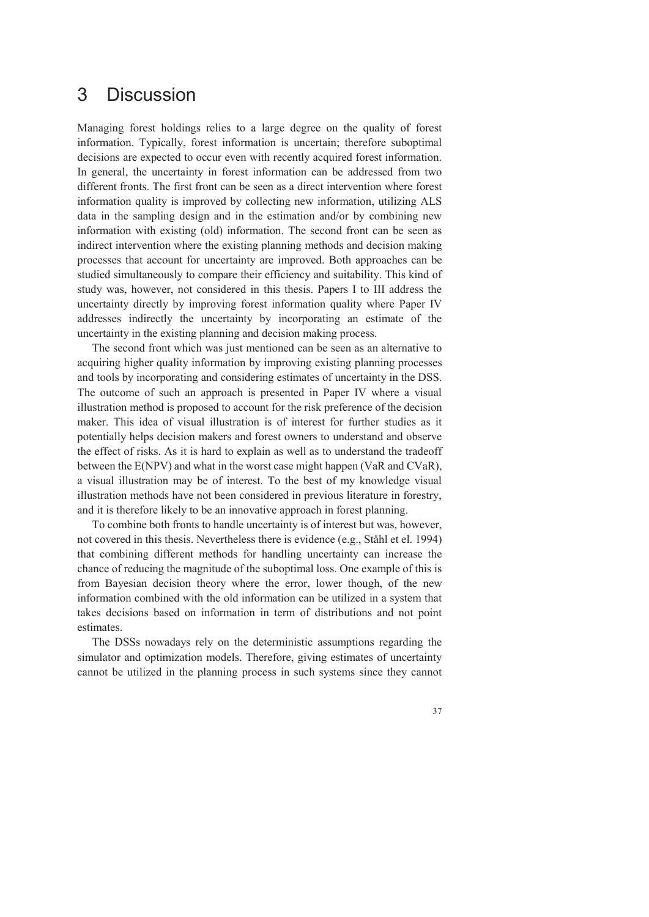# 3 Discussion

Managing forest holdings relies to a large degree on the quality of forest information. Typically, forest information is uncertain; therefore suboptimal decisions are expected to occur even with recently acquired forest information. In general, the uncertainty in forest information can be addressed from two different fronts. The first front can be seen as a direct intervention where forest information quality is improved by collecting new information, utilizing ALS data in the sampling design and in the estimation and/or by combining new information with existing (old) information. The second front can be seen as indirect intervention where the existing planning methods and decision making processes that account for uncertainty are improved. Both approaches can be studied simultaneously to compare their efficiency and suitability. This kind of study was, however, not considered in this thesis. Papers I to III address the uncertainty directly by improving forest information quality where Paper IV addresses indirectly the uncertainty by incorporating an estimate of the uncertainty in the existing planning and decision making process.

The second front which was just mentioned can be seen as an alternative to acquiring higher quality information by improving existing planning processes and tools by incorporating and considering estimates of uncertainty in the DSS. The outcome of such an approach is presented in Paper IV where a visual illustration method is proposed to account for the risk preference of the decision maker. This idea of visual illustration is of interest for further studies as it potentially helps decision makers and forest owners to understand and observe the effect of risks. As it is hard to explain as well as to understand the tradeoff between the E(NPV) and what in the worst case might happen (VaR and CVaR), a visual illustration may be of interest. To the best of my knowledge visual illustration methods have not been considered in previous literature in forestry, and it is therefore likely to be an innovative approach in forest planning.

To combine both fronts to handle uncertainty is of interest but was, however, not covered in this thesis. Nevertheless there is evidence (e.g., Ståhl et el. 1994) that combining different methods for handling uncertainty can increase the chance of reducing the magnitude of the suboptimal loss. One example of this is from Bayesian decision theory where the error, lower though, of the new information combined with the old information can be utilized in a system that takes decisions based on information in term of distributions and not point estimates.

The DSSs nowadays rely on the deterministic assumptions regarding the simulator and optimization models. Therefore, giving estimates of uncertainty cannot be utilized in the planning process in such systems since they cannot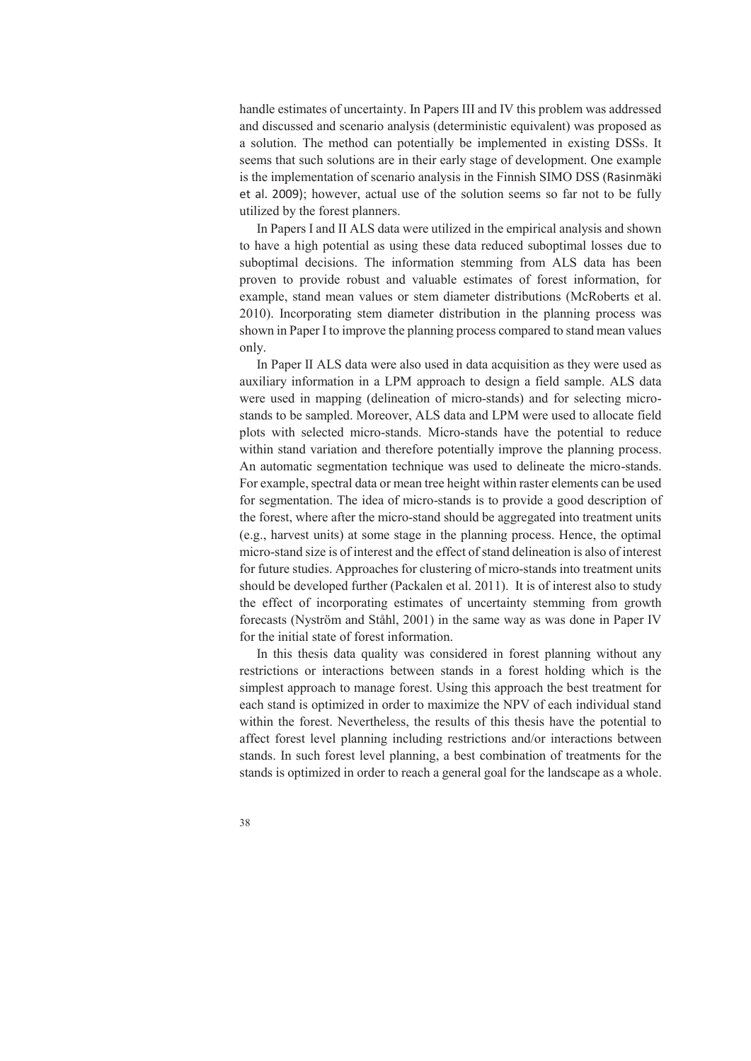handle estimates of uncertainty. In Papers III and IV this problem was addressed and discussed and scenario analysis (deterministic equivalent) was proposed as a solution. The method can potentially be implemented in existing DSSs. It seems that such solutions are in their early stage of development. One example is the implementation of scenario analysis in the Finnish SIMO DSS (Rasinmäki et al. 2009); however, actual use of the solution seems so far not to be fully utilized by the forest planners.

In Papers I and II ALS data were utilized in the empirical analysis and shown to have a high potential as using these data reduced suboptimal losses due to suboptimal decisions. The information stemming from ALS data has been proven to provide robust and valuable estimates of forest information, for example, stand mean values or stem diameter distributions (McRoberts et al. 2010). Incorporating stem diameter distribution in the planning process was shown in Paper I to improve the planning process compared to stand mean values only.

In Paper II ALS data were also used in data acquisition as they were used as auxiliary information in a LPM approach to design a field sample. ALS data were used in mapping (delineation of micro-stands) and for selecting micro-stands to be sampled. Moreover, ALS data and LPM were used to allocate field plots with selected micro-stands. Micro-stands have the potential to reduce within stand variation and therefore potentially improve the planning process. An automatic segmentation technique was used to delineate the micro-stands. For example, spectral data or mean tree height within raster elements can be used for segmentation. The idea of micro-stands is to provide a good description of the forest, where after the micro-stand should be aggregated into treatment units (e.g., harvest units) at some stage in the planning process. Hence, the optimal micro-stand size is of interest and the effect of stand delineation is also of interest for future studies. Approaches for clustering of micro-stands into treatment units should be developed further (Packalen et al. 2011). It is of interest also to study the effect of incorporating estimates of uncertainty stemming from growth forecasts (Nyström and Ståhl, 2001) in the same way as was done in Paper IV for the initial state of forest information.

In this thesis data quality was considered in forest planning without any restrictions or interactions between stands in a forest holding which is the simplest approach to manage forest. Using this approach the best treatment for each stand is optimized in order to maximize the NPV of each individual stand within the forest. Nevertheless, the results of this thesis have the potential to affect forest level planning including restrictions and/or interactions between stands. In such forest level planning, a best combination of treatments for the stands is optimized in order to reach a general goal for the landscape as a whole.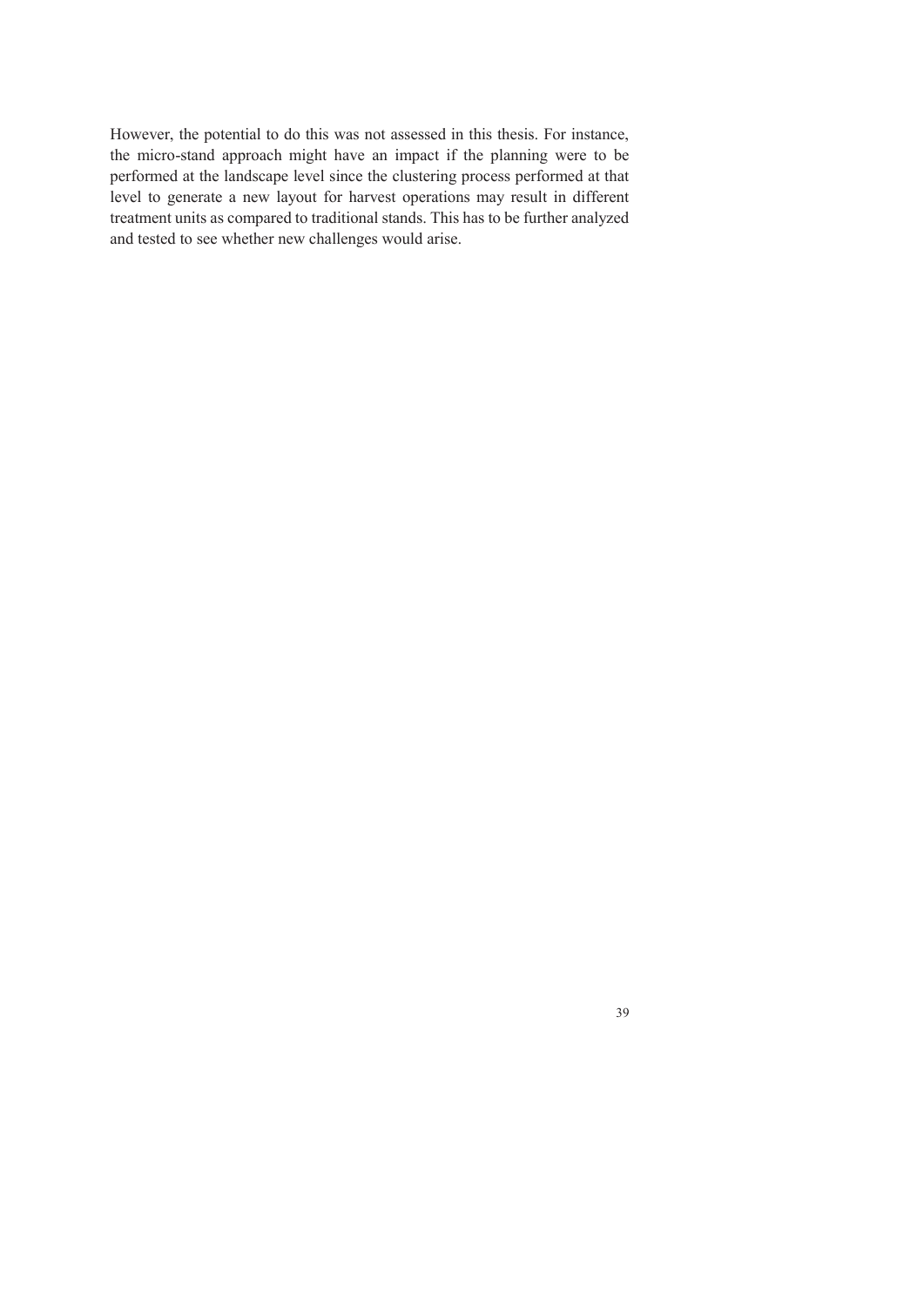However, the potential to do this was not assessed in this thesis. For instance, the micro-stand approach might have an impact if the planning were to be performed at the landscape level since the clustering process performed at that level to generate a new layout for harvest operations may result in different treatment units as compared to traditional stands. This has to be further analyzed and tested to see whether new challenges would arise.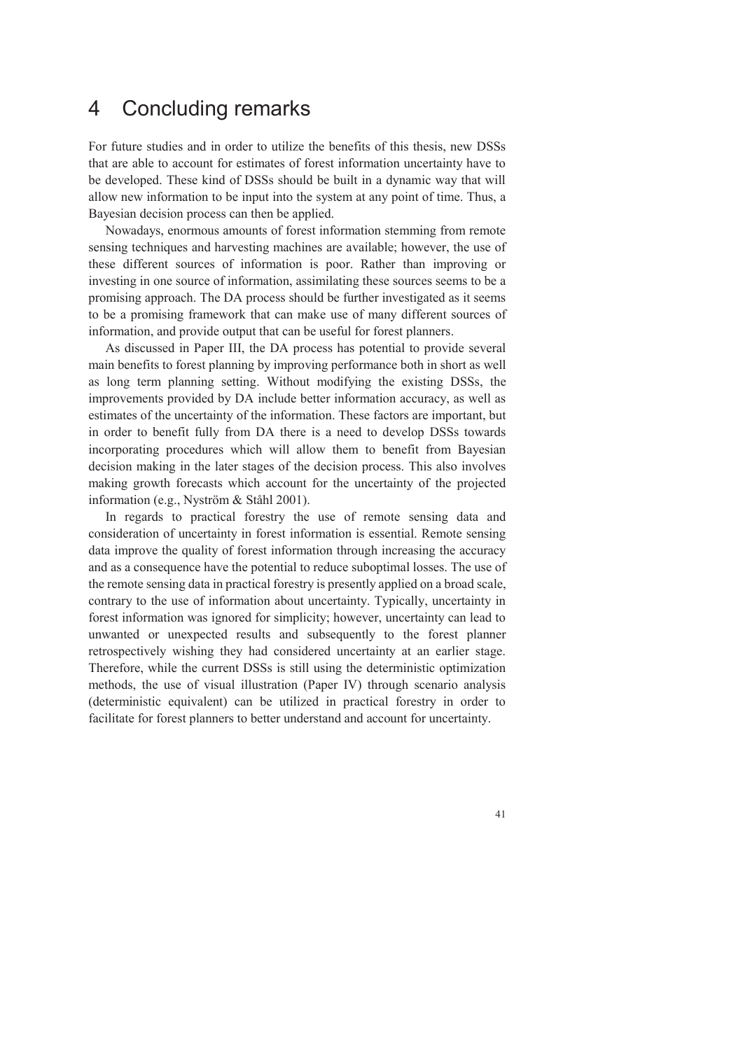# 4 Concluding remarks

For future studies and in order to utilize the benefits of this thesis, new DSSs that are able to account for estimates of forest information uncertainty have to be developed. These kind of DSSs should be built in a dynamic way that will allow new information to be input into the system at any point of time. Thus, a Bayesian decision process can then be applied.

Nowadays, enormous amounts of forest information stemming from remote sensing techniques and harvesting machines are available; however, the use of these different sources of information is poor. Rather than improving or investing in one source of information, assimilating these sources seems to be a promising approach. The DA process should be further investigated as it seems to be a promising framework that can make use of many different sources of information, and provide output that can be useful for forest planners.

As discussed in Paper III, the DA process has potential to provide several main benefits to forest planning by improving performance both in short as well as long term planning setting. Without modifying the existing DSSs, the improvements provided by DA include better information accuracy, as well as estimates of the uncertainty of the information. These factors are important, but in order to benefit fully from DA there is a need to develop DSSs towards incorporating procedures which will allow them to benefit from Bayesian decision making in the later stages of the decision process. This also involves making growth forecasts which account for the uncertainty of the projected information (e.g., Nyström & Ståhl 2001).

In regards to practical forestry the use of remote sensing data and consideration of uncertainty in forest information is essential. Remote sensing data improve the quality of forest information through increasing the accuracy and as a consequence have the potential to reduce suboptimal losses. The use of the remote sensing data in practical forestry is presently applied on a broad scale, contrary to the use of information about uncertainty. Typically, uncertainty in forest information was ignored for simplicity; however, uncertainty can lead to unwanted or unexpected results and subsequently to the forest planner retrospectively wishing they had considered uncertainty at an earlier stage. Therefore, while the current DSSs is still using the deterministic optimization methods, the use of visual illustration (Paper IV) through scenario analysis (deterministic equivalent) can be utilized in practical forestry in order to facilitate for forest planners to better understand and account for uncertainty.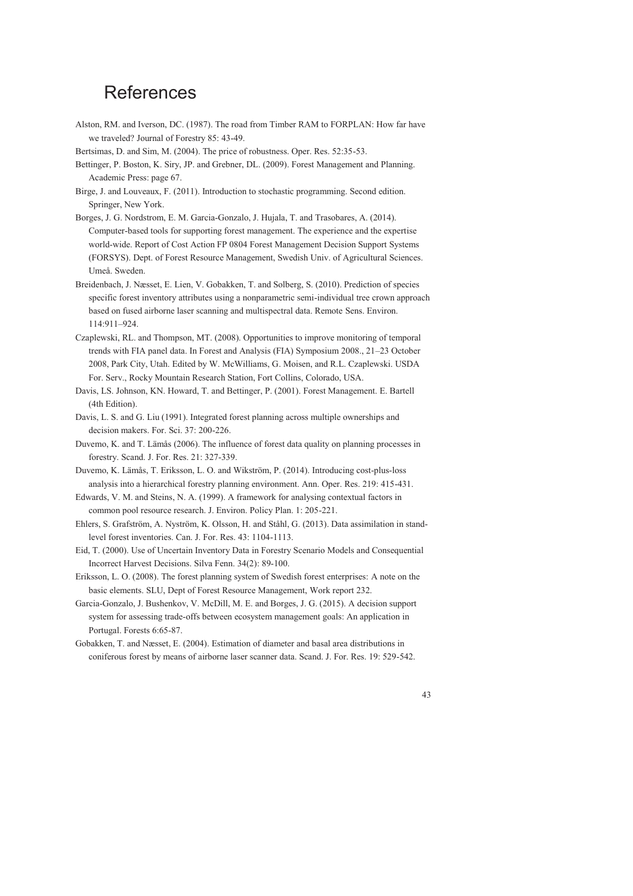# References

Alston, RM. and Iverson, DC. (1987). The road from Timber RAM to FORPLAN: How far have we traveled? Journal of Forestry 85: 43-49.

Bertsimas, D. and Sim, M. (2004). The price of robustness. Oper. Res. 52:35-53.

Bettinger, P. Boston, K. Siry, JP. and Grebner, DL. (2009). Forest Management and Planning. Academic Press: page 67.

Birge, J. and Louveaux, F. (2011). Introduction to stochastic programming. Second edition. Springer, New York.

Borges, J. G. Nordstrom, E. M. Garcia-Gonzalo, J. Hujala, T. and Trasobares, A. (2014). Computer-based tools for supporting forest management. The experience and the expertise world-wide. Report of Cost Action FP 0804 Forest Management Decision Support Systems (FORSYS). Dept. of Forest Resource Management, Swedish Univ. of Agricultural Sciences. Umeå. Sweden.

Breidenbach, J. Næsset, E. Lien, V. Gobakken, T. and Solberg, S. (2010). Prediction of species specific forest inventory attributes using a nonparametric semi-individual tree crown approach based on fused airborne laser scanning and multispectral data. Remote Sens. Environ. 114:911–924.

Czaplewski, RL. and Thompson, MT. (2008). Opportunities to improve monitoring of temporal trends with FIA panel data. In Forest and Analysis (FIA) Symposium 2008., 21–23 October 2008, Park City, Utah. Edited by W. McWilliams, G. Moisen, and R.L. Czaplewski. USDA For. Serv., Rocky Mountain Research Station, Fort Collins, Colorado, USA.

Davis, LS. Johnson, KN. Howard, T. and Bettinger, P. (2001). Forest Management. E. Bartell (4th Edition).

Davis, L. S. and G. Liu (1991). Integrated forest planning across multiple ownerships and decision makers. For. Sci. 37: 200-226.

Duvemo, K. and T. Lämås (2006). The influence of forest data quality on planning processes in forestry. Scand. J. For. Res. 21: 327-339.

Duvemo, K. Lämås, T. Eriksson, L. O. and Wikström, P. (2014). Introducing cost-plus-loss analysis into a hierarchical forestry planning environment. Ann. Oper. Res. 219: 415-431.

Edwards, V. M. and Steins, N. A. (1999). A framework for analysing contextual factors in common pool resource research. J. Environ. Policy Plan. 1: 205-221.

Ehlers, S. Grafström, A. Nyström, K. Olsson, H. and Ståhl, G. (2013). Data assimilation in stand-level forest inventories. Can. J. For. Res. 43: 1104-1113.

Eid, T. (2000). Use of Uncertain Inventory Data in Forestry Scenario Models and Consequential Incorrect Harvest Decisions. Silva Fenn. 34(2): 89-100.

Eriksson, L. O. (2008). The forest planning system of Swedish forest enterprises: A note on the basic elements. SLU, Dept of Forest Resource Management, Work report 232.

Garcia-Gonzalo, J. Bushenkov, V. McDill, M. E. and Borges, J. G. (2015). A decision support system for assessing trade-offs between ecosystem management goals: An application in Portugal. Forests 6:65-87.

Gobakken, T. and Næsset, E. (2004). Estimation of diameter and basal area distributions in coniferous forest by means of airborne laser scanner data. Scand. J. For. Res. 19: 529-542.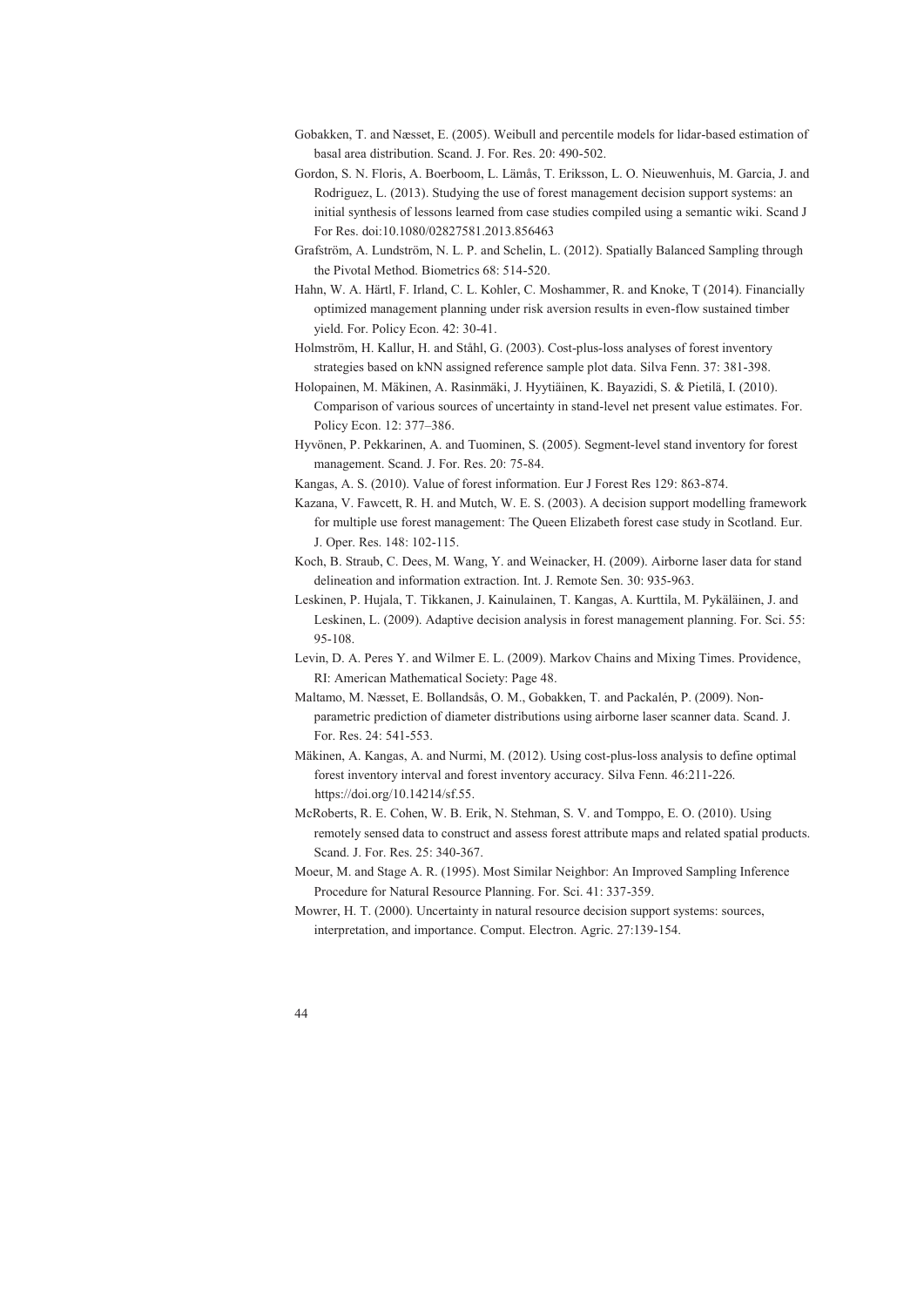Gobakken, T. and Næsset, E. (2005). Weibull and percentile models for lidar-based estimation of basal area distribution. Scand. J. For. Res. 20: 490-502.

Gordon, S. N. Floris, A. Boerboom, L. Lämås, T. Eriksson, L. O. Nieuwenhuis, M. Garcia, J. and Rodriguez, L. (2013). Studying the use of forest management decision support systems: an initial synthesis of lessons learned from case studies compiled using a semantic wiki. Scand J For Res. doi:10.1080/02827581.2013.856463

Grafström, A. Lundström, N. L. P. and Schelin, L. (2012). Spatially Balanced Sampling through the Pivotal Method. Biometrics 68: 514-520.

Hahn, W. A. Härtl, F. Irland, C. L. Kohler, C. Moshammer, R. and Knoke, T (2014). Financially optimized management planning under risk aversion results in even-flow sustained timber yield. For. Policy Econ. 42: 30-41.

Holmström, H. Kallur, H. and Ståhl, G. (2003). Cost-plus-loss analyses of forest inventory strategies based on kNN assigned reference sample plot data. Silva Fenn. 37: 381-398.

Holopainen, M. Mäkinen, A. Rasinmäki, J. Hyytiäinen, K. Bayazidi, S. & Pietilä, I. (2010). Comparison of various sources of uncertainty in stand-level net present value estimates. For. Policy Econ. 12: 377–386.

Hyvönen, P. Pekkarinen, A. and Tuominen, S. (2005). Segment-level stand inventory for forest management. Scand. J. For. Res. 20: 75-84.

Kangas, A. S. (2010). Value of forest information. Eur J Forest Res 129: 863-874.

Kazana, V. Fawcett, R. H. and Mutch, W. E. S. (2003). A decision support modelling framework for multiple use forest management: The Queen Elizabeth forest case study in Scotland. Eur. J. Oper. Res. 148: 102-115.

Koch, B. Straub, C. Dees, M. Wang, Y. and Weinacker, H. (2009). Airborne laser data for stand delineation and information extraction. Int. J. Remote Sen. 30: 935-963.

Leskinen, P. Hujala, T. Tikkanen, J. Kainulainen, T. Kangas, A. Kurttila, M. Pykäläinen, J. and Leskinen, L. (2009). Adaptive decision analysis in forest management planning. For. Sci. 55: 95-108.

Levin, D. A. Peres Y. and Wilmer E. L. (2009). Markov Chains and Mixing Times. Providence, RI: American Mathematical Society: Page 48.

Maltamo, M. Næsset, E. Bollandsås, O. M., Gobakken, T. and Packalén, P. (2009). Non-parametric prediction of diameter distributions using airborne laser scanner data. Scand. J. For. Res. 24: 541-553.

Mäkinen, A. Kangas, A. and Nurmi, M. (2012). Using cost-plus-loss analysis to define optimal forest inventory interval and forest inventory accuracy. Silva Fenn. 46:211-226. https://doi.org/10.14214/sf.55.

McRoberts, R. E. Cohen, W. B. Erik, N. Stehman, S. V. and Tomppo, E. O. (2010). Using remotely sensed data to construct and assess forest attribute maps and related spatial products. Scand. J. For. Res. 25: 340-367.

Moeur, M. and Stage A. R. (1995). Most Similar Neighbor: An Improved Sampling Inference Procedure for Natural Resource Planning. For. Sci. 41: 337-359.

Mowrer, H. T. (2000). Uncertainty in natural resource decision support systems: sources, interpretation, and importance. Comput. Electron. Agric. 27:139-154.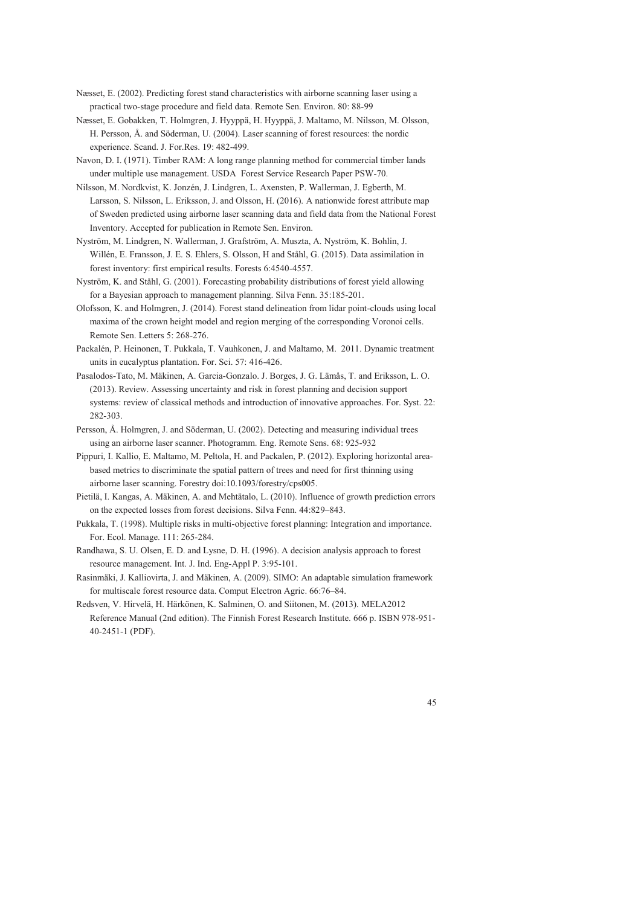Næsset, E. (2002). Predicting forest stand characteristics with airborne scanning laser using a practical two-stage procedure and field data. Remote Sen. Environ. 80: 88-99

Næsset, E. Gobakken, T. Holmgren, J. Hyyppä, H. Hyyppä, J. Maltamo, M. Nilsson, M. Olsson, H. Persson, Å. and Söderman, U. (2004). Laser scanning of forest resources: the nordic experience. Scand. J. For.Res. 19: 482-499.

Navon, D. I. (1971). Timber RAM: A long range planning method for commercial timber lands under multiple use management. USDA Forest Service Research Paper PSW-70.

Nilsson, M. Nordkvist, K. Jonzén, J. Lindgren, J. Axensten, P. Wallerman, J. Egberth, M. Larsson, S. Nilsson, L. Eriksson, J. and Olsson, H. (2016). A nationwide forest attribute map of Sweden predicted using airborne laser scanning data and field data from the National Forest Inventory. Accepted for publication in Remote Sen. Environ.

Nyström, M. Lindgren, N. Wallerman, J. Grafström, A. Muszta, A. Nyström, K. Bohlin, J. Willén, E. Fransson, J. E. S. Ehlers, S. Olsson, H and Ståhl, G. (2015). Data assimilation in forest inventory: first empirical results. Forests 6:4540-4557.

Nyström, K. and Ståhl, G. (2001). Forecasting probability distributions of forest yield allowing for a Bayesian approach to management planning. Silva Fenn. 35:185-201.

Olofsson, K. and Holmgren, J. (2014). Forest stand delineation from lidar point-clouds using local maxima of the crown height model and region merging of the corresponding Voronoi cells. Remote Sen. Letters 5: 268-276.

Packalén, P. Heinonen, T. Pukkala, T. Vauhkonen, J. and Maltamo, M. 2011. Dynamic treatment units in eucalyptus plantation. For. Sci. 57: 416-426.

Pasalodos-Tato, M. Mäkinen, A. Garcia-Gonzalo. J. Borges, J. G. Lämås, T. and Eriksson, L. O. (2013). Review. Assessing uncertainty and risk in forest planning and decision support systems: review of classical methods and introduction of innovative approaches. For. Syst. 22: 282-303.

Persson, Å. Holmgren, J. and Söderman, U. (2002). Detecting and measuring individual trees using an airborne laser scanner. Photogramm. Eng. Remote Sens. 68: 925-932

Pippuri, I. Kallio, E. Maltamo, M. Peltola, H. and Packalen, P. (2012). Exploring horizontal area-based metrics to discriminate the spatial pattern of trees and need for first thinning using airborne laser scanning. Forestry doi:10.1093/forestry/cps005.

Pietilä, I. Kangas, A. Mäkinen, A. and Mehtätalo, L. (2010). Influence of growth prediction errors on the expected losses from forest decisions. Silva Fenn. 44:829–843.

Pukkala, T. (1998). Multiple risks in multi-objective forest planning: Integration and importance. For. Ecol. Manage. 111: 265-284.

Randhawa, S. U. Olsen, E. D. and Lysne, D. H. (1996). A decision analysis approach to forest resource management. Int. J. Ind. Eng-Appl P. 3:95-101.

Rasinmäki, J. Kalliovirta, J. and Mäkinen, A. (2009). SIMO: An adaptable simulation framework for multiscale forest resource data. Comput Electron Agric. 66:76–84.

Redsven, V. Hirvelä, H. Härkönen, K. Salminen, O. and Siitonen, M. (2013). MELA2012 Reference Manual (2nd edition). The Finnish Forest Research Institute. 666 p. ISBN 978-951-40-2451-1 (PDF).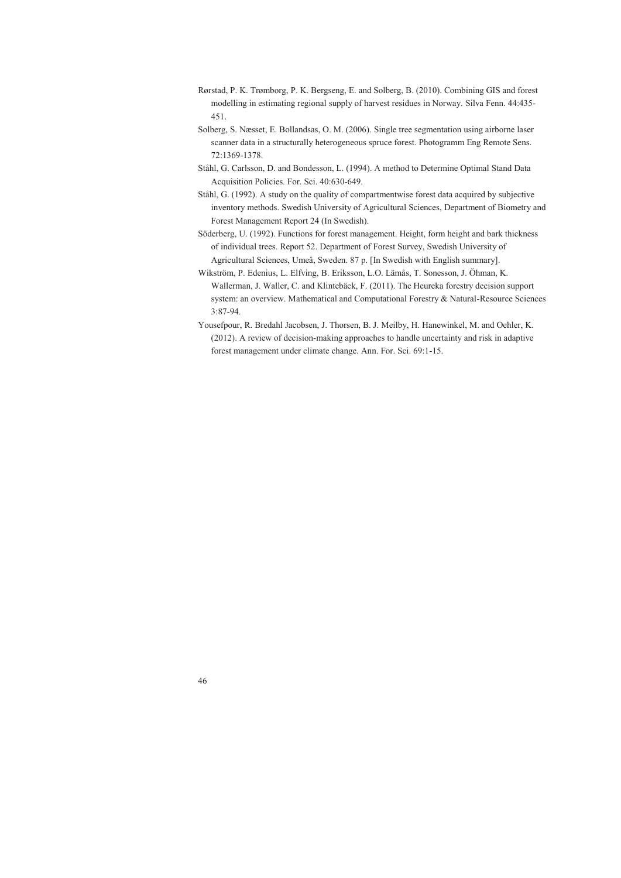Rørstad, P. K. Trømborg, P. K. Bergseng, E. and Solberg, B. (2010). Combining GIS and forest modelling in estimating regional supply of harvest residues in Norway. Silva Fenn. 44:435-451.

Solberg, S. Næsset, E. Bollandsas, O. M. (2006). Single tree segmentation using airborne laser scanner data in a structurally heterogeneous spruce forest. Photogramm Eng Remote Sens. 72:1369-1378.

Ståhl, G. Carlsson, D. and Bondesson, L. (1994). A method to Determine Optimal Stand Data Acquisition Policies. For. Sci. 40:630-649.

Ståhl, G. (1992). A study on the quality of compartmentwise forest data acquired by subjective inventory methods. Swedish University of Agricultural Sciences, Department of Biometry and Forest Management Report 24 (In Swedish).

Söderberg, U. (1992). Functions for forest management. Height, form height and bark thickness of individual trees. Report 52. Department of Forest Survey, Swedish University of Agricultural Sciences, Umeå, Sweden. 87 p. [In Swedish with English summary].

Wikström, P. Edenius, L. Elfving, B. Eriksson, L.O. Lämås, T. Sonesson, J. Öhman, K. Wallerman, J. Waller, C. and Klintebäck, F. (2011). The Heureka forestry decision support system: an overview. Mathematical and Computational Forestry & Natural-Resource Sciences 3:87-94.

Yousefpour, R. Bredahl Jacobsen, J. Thorsen, B. J. Meilby, H. Hanewinkel, M. and Oehler, K. (2012). A review of decision-making approaches to handle uncertainty and risk in adaptive forest management under climate change. Ann. For. Sci. 69:1-15.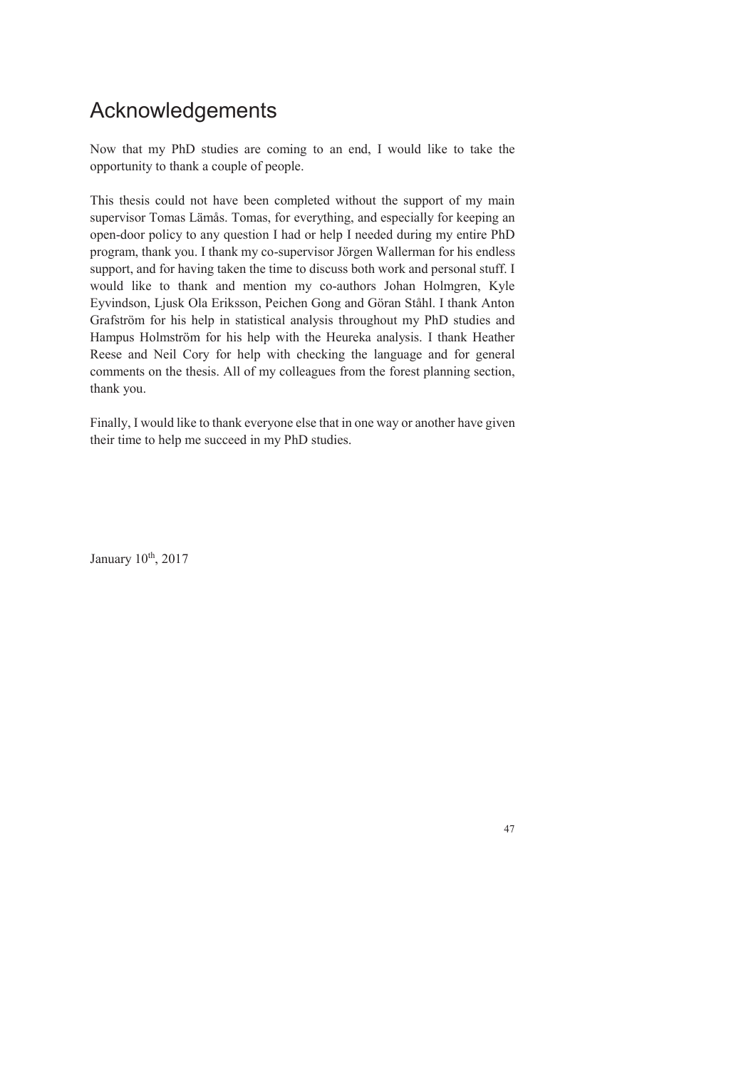# Acknowledgements

Now that my PhD studies are coming to an end, I would like to take the opportunity to thank a couple of people.

This thesis could not have been completed without the support of my main supervisor Tomas Lämås. Tomas, for everything, and especially for keeping an open-door policy to any question I had or help I needed during my entire PhD program, thank you. I thank my co-supervisor Jörgen Wallerman for his endless support, and for having taken the time to discuss both work and personal stuff. I would like to thank and mention my co-authors Johan Holmgren, Kyle Eyvindson, Ljusk Ola Eriksson, Peichen Gong and Göran Ståhl. I thank Anton Grafström for his help in statistical analysis throughout my PhD studies and Hampus Holmström for his help with the Heureka analysis. I thank Heather Reese and Neil Cory for help with checking the language and for general comments on the thesis. All of my colleagues from the forest planning section, thank you.

Finally, I would like to thank everyone else that in one way or another have given their time to help me succeed in my PhD studies.

January 10th, 2017